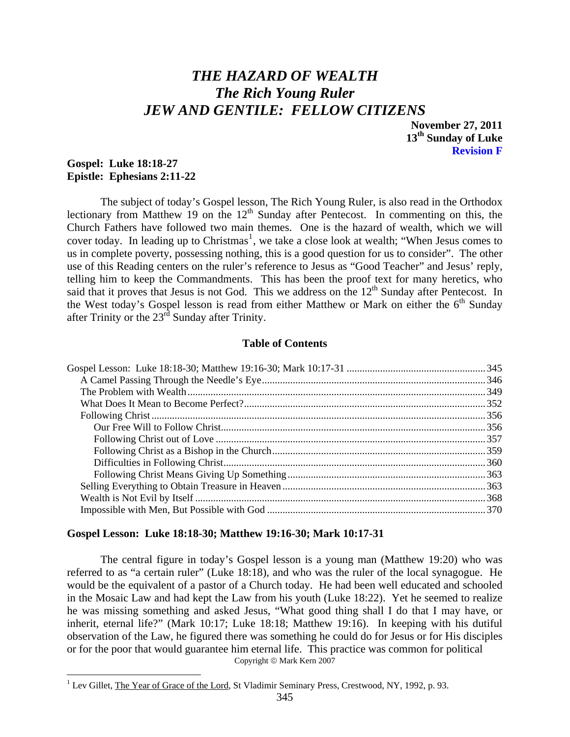# *THE HAZARD OF WEALTH*
## *The Rich Young Ruler*
## *JEW AND GENTILE: FELLOW CITIZENS*

**November 27, 2011**
**13th Sunday of Luke**
**Revision F**

**Gospel: Luke 18:18-27**
**Epistle: Ephesians 2:11-22**

The subject of today's Gospel lesson, The Rich Young Ruler, is also read in the Orthodox lectionary from Matthew 19 on the 12th Sunday after Pentecost. In commenting on this, the Church Fathers have followed two main themes. One is the hazard of wealth, which we will cover today. In leading up to Christmas[1], we take a close look at wealth; "When Jesus comes to us in complete poverty, possessing nothing, this is a good question for us to consider". The other use of this Reading centers on the ruler's reference to Jesus as "Good Teacher" and Jesus' reply, telling him to keep the Commandments. This has been the proof text for many heretics, who said that it proves that Jesus is not God. This we address on the 12th Sunday after Pentecost. In the West today's Gospel lesson is read from either Matthew or Mark on either the 6th Sunday after Trinity or the 23rd Sunday after Trinity.

**Table of Contents**

Gospel Lesson: Luke 18:18-30; Matthew 19:16-30; Mark 10:17-31 ..... 345
- A Camel Passing Through the Needle's Eye ..... 346
- The Problem with Wealth ..... 349
- What Does It Mean to Become Perfect? ..... 352
- Following Christ ..... 356
  - Our Free Will to Follow Christ ..... 356
  - Following Christ out of Love ..... 357
  - Following Christ as a Bishop in the Church ..... 359
  - Difficulties in Following Christ ..... 360
  - Following Christ Means Giving Up Something ..... 363
- Selling Everything to Obtain Treasure in Heaven ..... 363
- Wealth is Not Evil by Itself ..... 368
- Impossible with Men, But Possible with God ..... 370

### Gospel Lesson: Luke 18:18-30; Matthew 19:16-30; Mark 10:17-31

The central figure in today's Gospel lesson is a young man (Matthew 19:20) who was referred to as "a certain ruler" (Luke 18:18), and who was the ruler of the local synagogue. He would be the equivalent of a pastor of a Church today. He had been well educated and schooled in the Mosaic Law and had kept the Law from his youth (Luke 18:22). Yet he seemed to realize he was missing something and asked Jesus, "What good thing shall I do that I may have, or inherit, eternal life?" (Mark 10:17; Luke 18:18; Matthew 19:16). In keeping with his dutiful observation of the Law, he figured there was something he could do for Jesus or for His disciples or for the poor that would guarantee him eternal life. This practice was common for political

Copyright © Mark Kern 2007

[1] Lev Gillet, The Year of Grace of the Lord, St Vladimir Seminary Press, Crestwood, NY, 1992, p. 93.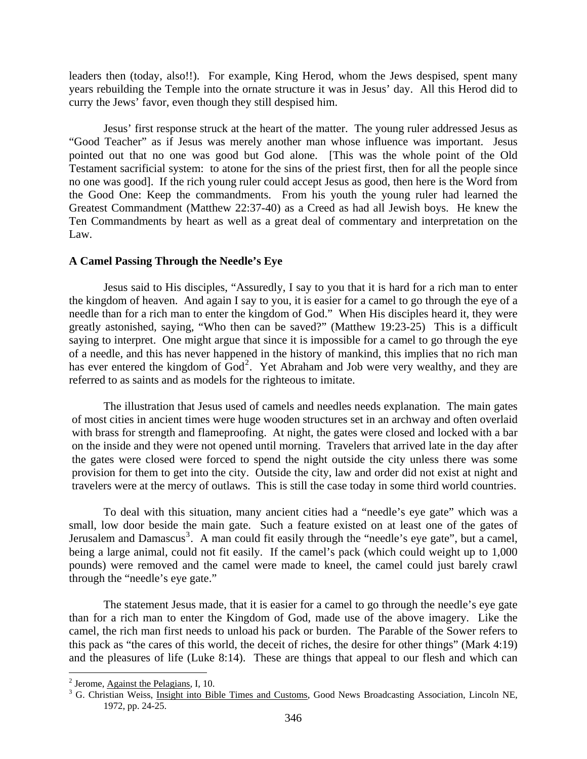leaders then (today, also!!). For example, King Herod, whom the Jews despised, spent many years rebuilding the Temple into the ornate structure it was in Jesus' day. All this Herod did to curry the Jews' favor, even though they still despised him.

Jesus' first response struck at the heart of the matter. The young ruler addressed Jesus as "Good Teacher" as if Jesus was merely another man whose influence was important. Jesus pointed out that no one was good but God alone. [This was the whole point of the Old Testament sacrificial system: to atone for the sins of the priest first, then for all the people since no one was good]. If the rich young ruler could accept Jesus as good, then here is the Word from the Good One: Keep the commandments. From his youth the young ruler had learned the Greatest Commandment (Matthew 22:37-40) as a Creed as had all Jewish boys. He knew the Ten Commandments by heart as well as a great deal of commentary and interpretation on the Law.

**A Camel Passing Through the Needle's Eye**

Jesus said to His disciples, "Assuredly, I say to you that it is hard for a rich man to enter the kingdom of heaven. And again I say to you, it is easier for a camel to go through the eye of a needle than for a rich man to enter the kingdom of God." When His disciples heard it, they were greatly astonished, saying, "Who then can be saved?" (Matthew 19:23-25) This is a difficult saying to interpret. One might argue that since it is impossible for a camel to go through the eye of a needle, and this has never happened in the history of mankind, this implies that no rich man has ever entered the kingdom of God[2]. Yet Abraham and Job were very wealthy, and they are referred to as saints and as models for the righteous to imitate.

The illustration that Jesus used of camels and needles needs explanation. The main gates of most cities in ancient times were huge wooden structures set in an archway and often overlaid with brass for strength and flameproofing. At night, the gates were closed and locked with a bar on the inside and they were not opened until morning. Travelers that arrived late in the day after the gates were closed were forced to spend the night outside the city unless there was some provision for them to get into the city. Outside the city, law and order did not exist at night and travelers were at the mercy of outlaws. This is still the case today in some third world countries.

To deal with this situation, many ancient cities had a "needle's eye gate" which was a small, low door beside the main gate. Such a feature existed on at least one of the gates of Jerusalem and Damascus[3]. A man could fit easily through the "needle's eye gate", but a camel, being a large animal, could not fit easily. If the camel's pack (which could weight up to 1,000 pounds) were removed and the camel were made to kneel, the camel could just barely crawl through the "needle's eye gate."

The statement Jesus made, that it is easier for a camel to go through the needle's eye gate than for a rich man to enter the Kingdom of God, made use of the above imagery. Like the camel, the rich man first needs to unload his pack or burden. The Parable of the Sower refers to this pack as "the cares of this world, the deceit of riches, the desire for other things" (Mark 4:19) and the pleasures of life (Luke 8:14). These are things that appeal to our flesh and which can

---

[2] Jerome, Against the Pelagians, I, 10.

[3] G. Christian Weiss, Insight into Bible Times and Customs, Good News Broadcasting Association, Lincoln NE, 1972, pp. 24-25.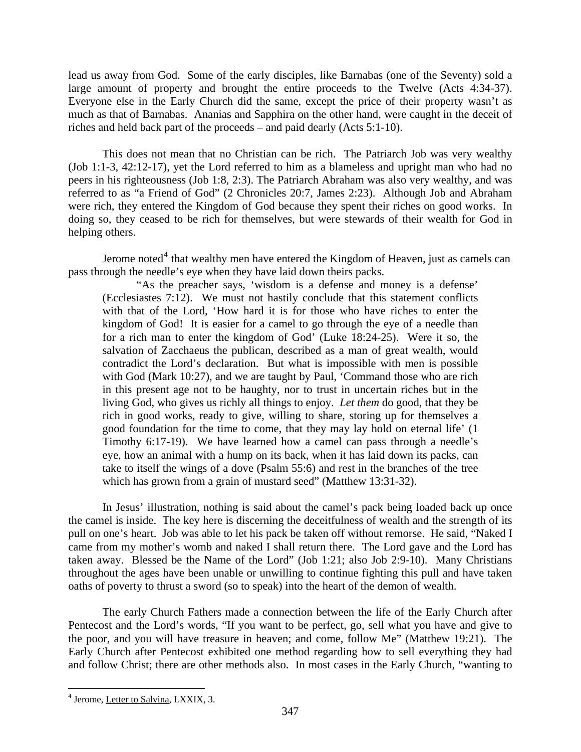lead us away from God. Some of the early disciples, like Barnabas (one of the Seventy) sold a large amount of property and brought the entire proceeds to the Twelve (Acts 4:34-37). Everyone else in the Early Church did the same, except the price of their property wasn't as much as that of Barnabas. Ananias and Sapphira on the other hand, were caught in the deceit of riches and held back part of the proceeds – and paid dearly (Acts 5:1-10).

This does not mean that no Christian can be rich. The Patriarch Job was very wealthy (Job 1:1-3, 42:12-17), yet the Lord referred to him as a blameless and upright man who had no peers in his righteousness (Job 1:8, 2:3). The Patriarch Abraham was also very wealthy, and was referred to as "a Friend of God" (2 Chronicles 20:7, James 2:23). Although Job and Abraham were rich, they entered the Kingdom of God because they spent their riches on good works. In doing so, they ceased to be rich for themselves, but were stewards of their wealth for God in helping others.

Jerome noted[4] that wealthy men have entered the Kingdom of Heaven, just as camels can pass through the needle's eye when they have laid down theirs packs.

> "As the preacher says, 'wisdom is a defense and money is a defense' (Ecclesiastes 7:12). We must not hastily conclude that this statement conflicts with that of the Lord, 'How hard it is for those who have riches to enter the kingdom of God! It is easier for a camel to go through the eye of a needle than for a rich man to enter the kingdom of God' (Luke 18:24-25). Were it so, the salvation of Zacchaeus the publican, described as a man of great wealth, would contradict the Lord's declaration. But what is impossible with men is possible with God (Mark 10:27), and we are taught by Paul, 'Command those who are rich in this present age not to be haughty, nor to trust in uncertain riches but in the living God, who gives us richly all things to enjoy. *Let them* do good, that they be rich in good works, ready to give, willing to share, storing up for themselves a good foundation for the time to come, that they may lay hold on eternal life' (1 Timothy 6:17-19). We have learned how a camel can pass through a needle's eye, how an animal with a hump on its back, when it has laid down its packs, can take to itself the wings of a dove (Psalm 55:6) and rest in the branches of the tree which has grown from a grain of mustard seed" (Matthew 13:31-32).

In Jesus' illustration, nothing is said about the camel's pack being loaded back up once the camel is inside. The key here is discerning the deceitfulness of wealth and the strength of its pull on one's heart. Job was able to let his pack be taken off without remorse. He said, "Naked I came from my mother's womb and naked I shall return there. The Lord gave and the Lord has taken away. Blessed be the Name of the Lord" (Job 1:21; also Job 2:9-10). Many Christians throughout the ages have been unable or unwilling to continue fighting this pull and have taken oaths of poverty to thrust a sword (so to speak) into the heart of the demon of wealth.

The early Church Fathers made a connection between the life of the Early Church after Pentecost and the Lord's words, "If you want to be perfect, go, sell what you have and give to the poor, and you will have treasure in heaven; and come, follow Me" (Matthew 19:21). The Early Church after Pentecost exhibited one method regarding how to sell everything they had and follow Christ; there are other methods also. In most cases in the Early Church, "wanting to

[4] Jerome, Letter to Salvina, LXXIX, 3.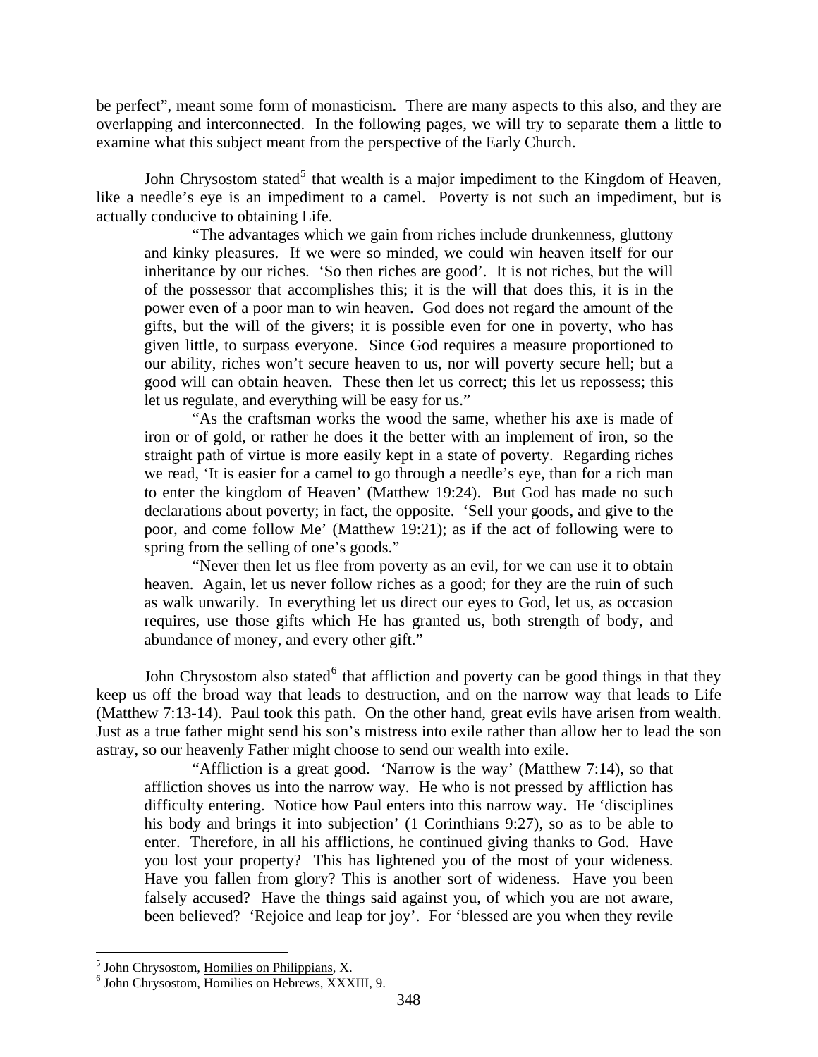be perfect", meant some form of monasticism. There are many aspects to this also, and they are overlapping and interconnected. In the following pages, we will try to separate them a little to examine what this subject meant from the perspective of the Early Church.

John Chrysostom stated[5] that wealth is a major impediment to the Kingdom of Heaven, like a needle's eye is an impediment to a camel. Poverty is not such an impediment, but is actually conducive to obtaining Life.

> "The advantages which we gain from riches include drunkenness, gluttony and kinky pleasures. If we were so minded, we could win heaven itself for our inheritance by our riches. 'So then riches are good'. It is not riches, but the will of the possessor that accomplishes this; it is the will that does this, it is in the power even of a poor man to win heaven. God does not regard the amount of the gifts, but the will of the givers; it is possible even for one in poverty, who has given little, to surpass everyone. Since God requires a measure proportioned to our ability, riches won't secure heaven to us, nor will poverty secure hell; but a good will can obtain heaven. These then let us correct; this let us repossess; this let us regulate, and everything will be easy for us."
>
> "As the craftsman works the wood the same, whether his axe is made of iron or of gold, or rather he does it the better with an implement of iron, so the straight path of virtue is more easily kept in a state of poverty. Regarding riches we read, 'It is easier for a camel to go through a needle's eye, than for a rich man to enter the kingdom of Heaven' (Matthew 19:24). But God has made no such declarations about poverty; in fact, the opposite. 'Sell your goods, and give to the poor, and come follow Me' (Matthew 19:21); as if the act of following were to spring from the selling of one's goods."
>
> "Never then let us flee from poverty as an evil, for we can use it to obtain heaven. Again, let us never follow riches as a good; for they are the ruin of such as walk unwarily. In everything let us direct our eyes to God, let us, as occasion requires, use those gifts which He has granted us, both strength of body, and abundance of money, and every other gift."

John Chrysostom also stated[6] that affliction and poverty can be good things in that they keep us off the broad way that leads to destruction, and on the narrow way that leads to Life (Matthew 7:13-14). Paul took this path. On the other hand, great evils have arisen from wealth. Just as a true father might send his son's mistress into exile rather than allow her to lead the son astray, so our heavenly Father might choose to send our wealth into exile.

> "Affliction is a great good. 'Narrow is the way' (Matthew 7:14), so that affliction shoves us into the narrow way. He who is not pressed by affliction has difficulty entering. Notice how Paul enters into this narrow way. He 'disciplines his body and brings it into subjection' (1 Corinthians 9:27), so as to be able to enter. Therefore, in all his afflictions, he continued giving thanks to God. Have you lost your property? This has lightened you of the most of your wideness. Have you fallen from glory? This is another sort of wideness. Have you been falsely accused? Have the things said against you, of which you are not aware, been believed? 'Rejoice and leap for joy'. For 'blessed are you when they revile

---

[5] John Chrysostom, Homilies on Philippians, X.

[6] John Chrysostom, Homilies on Hebrews, XXXIII, 9.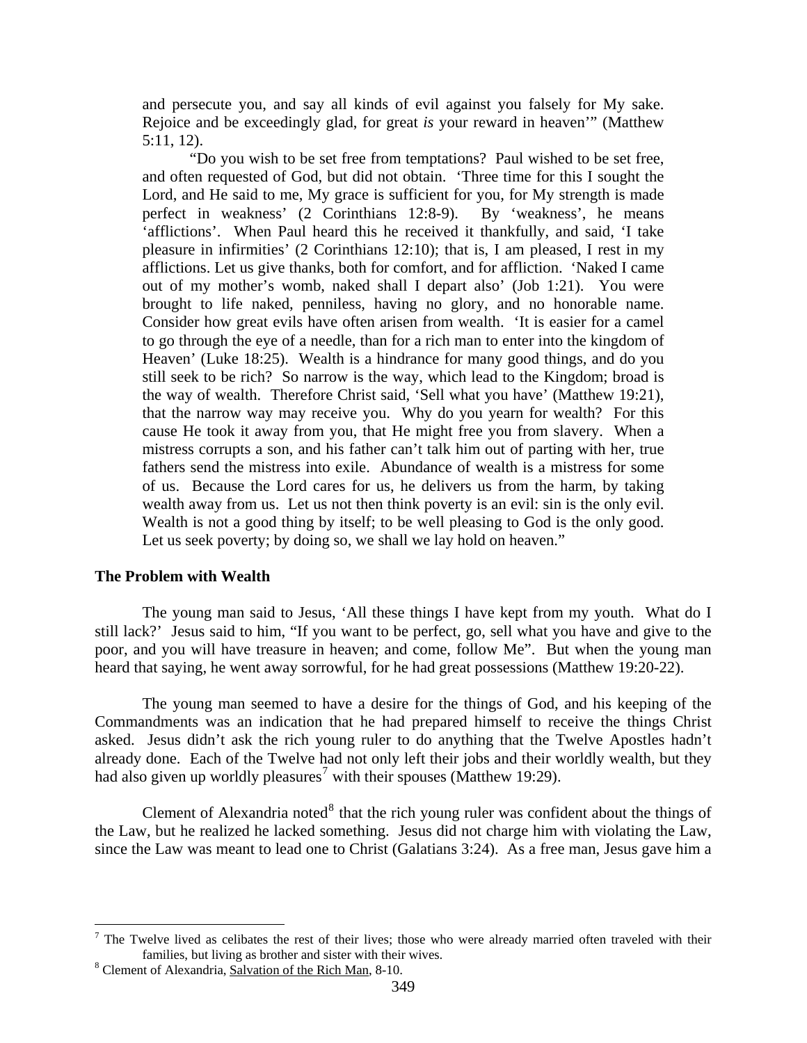and persecute you, and say all kinds of evil against you falsely for My sake. Rejoice and be exceedingly glad, for great *is* your reward in heaven'" (Matthew 5:11, 12).

"Do you wish to be set free from temptations? Paul wished to be set free, and often requested of God, but did not obtain. 'Three time for this I sought the Lord, and He said to me, My grace is sufficient for you, for My strength is made perfect in weakness' (2 Corinthians 12:8-9). By 'weakness', he means 'afflictions'. When Paul heard this he received it thankfully, and said, 'I take pleasure in infirmities' (2 Corinthians 12:10); that is, I am pleased, I rest in my afflictions. Let us give thanks, both for comfort, and for affliction. 'Naked I came out of my mother's womb, naked shall I depart also' (Job 1:21). You were brought to life naked, penniless, having no glory, and no honorable name. Consider how great evils have often arisen from wealth. 'It is easier for a camel to go through the eye of a needle, than for a rich man to enter into the kingdom of Heaven' (Luke 18:25). Wealth is a hindrance for many good things, and do you still seek to be rich? So narrow is the way, which lead to the Kingdom; broad is the way of wealth. Therefore Christ said, 'Sell what you have' (Matthew 19:21), that the narrow way may receive you. Why do you yearn for wealth? For this cause He took it away from you, that He might free you from slavery. When a mistress corrupts a son, and his father can't talk him out of parting with her, true fathers send the mistress into exile. Abundance of wealth is a mistress for some of us. Because the Lord cares for us, he delivers us from the harm, by taking wealth away from us. Let us not then think poverty is an evil: sin is the only evil. Wealth is not a good thing by itself; to be well pleasing to God is the only good. Let us seek poverty; by doing so, we shall we lay hold on heaven."

**The Problem with Wealth**

The young man said to Jesus, 'All these things I have kept from my youth. What do I still lack?' Jesus said to him, "If you want to be perfect, go, sell what you have and give to the poor, and you will have treasure in heaven; and come, follow Me". But when the young man heard that saying, he went away sorrowful, for he had great possessions (Matthew 19:20-22).

The young man seemed to have a desire for the things of God, and his keeping of the Commandments was an indication that he had prepared himself to receive the things Christ asked. Jesus didn't ask the rich young ruler to do anything that the Twelve Apostles hadn't already done. Each of the Twelve had not only left their jobs and their worldly wealth, but they had also given up worldly pleasures[7] with their spouses (Matthew 19:29).

Clement of Alexandria noted[8] that the rich young ruler was confident about the things of the Law, but he realized he lacked something. Jesus did not charge him with violating the Law, since the Law was meant to lead one to Christ (Galatians 3:24). As a free man, Jesus gave him a

---

[7] The Twelve lived as celibates the rest of their lives; those who were already married often traveled with their families, but living as brother and sister with their wives.

[8] Clement of Alexandria, Salvation of the Rich Man, 8-10.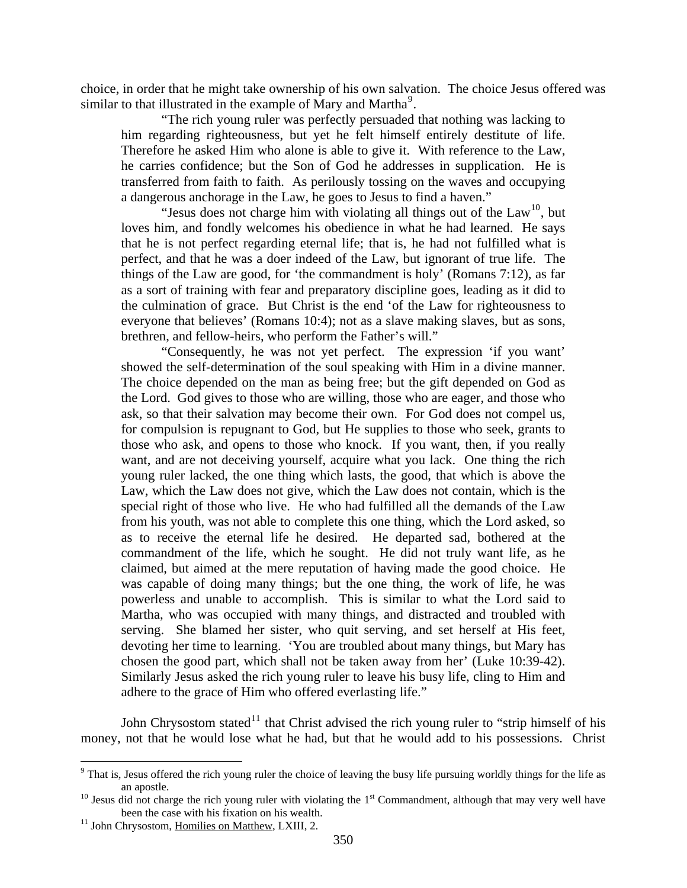choice, in order that he might take ownership of his own salvation. The choice Jesus offered was similar to that illustrated in the example of Mary and Martha[9].

> "The rich young ruler was perfectly persuaded that nothing was lacking to him regarding righteousness, but yet he felt himself entirely destitute of life. Therefore he asked Him who alone is able to give it. With reference to the Law, he carries confidence; but the Son of God he addresses in supplication. He is transferred from faith to faith. As perilously tossing on the waves and occupying a dangerous anchorage in the Law, he goes to Jesus to find a haven."
>
> "Jesus does not charge him with violating all things out of the Law[10], but loves him, and fondly welcomes his obedience in what he had learned. He says that he is not perfect regarding eternal life; that is, he had not fulfilled what is perfect, and that he was a doer indeed of the Law, but ignorant of true life. The things of the Law are good, for 'the commandment is holy' (Romans 7:12), as far as a sort of training with fear and preparatory discipline goes, leading as it did to the culmination of grace. But Christ is the end 'of the Law for righteousness to everyone that believes' (Romans 10:4); not as a slave making slaves, but as sons, brethren, and fellow-heirs, who perform the Father's will."
>
> "Consequently, he was not yet perfect. The expression 'if you want' showed the self-determination of the soul speaking with Him in a divine manner. The choice depended on the man as being free; but the gift depended on God as the Lord. God gives to those who are willing, those who are eager, and those who ask, so that their salvation may become their own. For God does not compel us, for compulsion is repugnant to God, but He supplies to those who seek, grants to those who ask, and opens to those who knock. If you want, then, if you really want, and are not deceiving yourself, acquire what you lack. One thing the rich young ruler lacked, the one thing which lasts, the good, that which is above the Law, which the Law does not give, which the Law does not contain, which is the special right of those who live. He who had fulfilled all the demands of the Law from his youth, was not able to complete this one thing, which the Lord asked, so as to receive the eternal life he desired. He departed sad, bothered at the commandment of the life, which he sought. He did not truly want life, as he claimed, but aimed at the mere reputation of having made the good choice. He was capable of doing many things; but the one thing, the work of life, he was powerless and unable to accomplish. This is similar to what the Lord said to Martha, who was occupied with many things, and distracted and troubled with serving. She blamed her sister, who quit serving, and set herself at His feet, devoting her time to learning. 'You are troubled about many things, but Mary has chosen the good part, which shall not be taken away from her' (Luke 10:39-42). Similarly Jesus asked the rich young ruler to leave his busy life, cling to Him and adhere to the grace of Him who offered everlasting life."

John Chrysostom stated[11] that Christ advised the rich young ruler to "strip himself of his money, not that he would lose what he had, but that he would add to his possessions. Christ

---

[9] That is, Jesus offered the rich young ruler the choice of leaving the busy life pursuing worldly things for the life as an apostle.

[10] Jesus did not charge the rich young ruler with violating the 1st Commandment, although that may very well have been the case with his fixation on his wealth.

[11] John Chrysostom, Homilies on Matthew, LXIII, 2.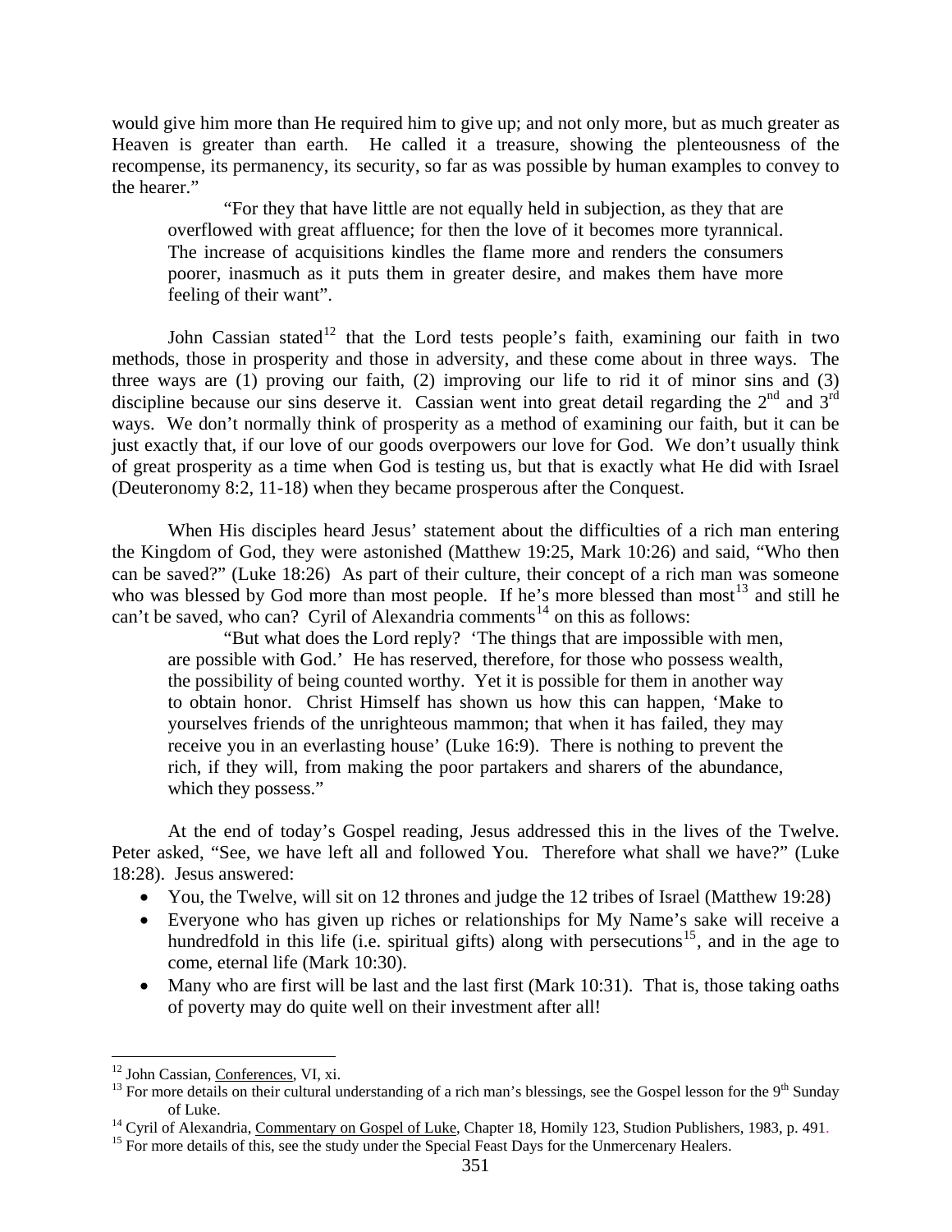would give him more than He required him to give up; and not only more, but as much greater as Heaven is greater than earth. He called it a treasure, showing the plenteousness of the recompense, its permanency, its security, so far as was possible by human examples to convey to the hearer."

> "For they that have little are not equally held in subjection, as they that are overflowed with great affluence; for then the love of it becomes more tyrannical. The increase of acquisitions kindles the flame more and renders the consumers poorer, inasmuch as it puts them in greater desire, and makes them have more feeling of their want".

John Cassian stated[12] that the Lord tests people's faith, examining our faith in two methods, those in prosperity and those in adversity, and these come about in three ways. The three ways are (1) proving our faith, (2) improving our life to rid it of minor sins and (3) discipline because our sins deserve it. Cassian went into great detail regarding the 2nd and 3rd ways. We don't normally think of prosperity as a method of examining our faith, but it can be just exactly that, if our love of our goods overpowers our love for God. We don't usually think of great prosperity as a time when God is testing us, but that is exactly what He did with Israel (Deuteronomy 8:2, 11-18) when they became prosperous after the Conquest.

When His disciples heard Jesus' statement about the difficulties of a rich man entering the Kingdom of God, they were astonished (Matthew 19:25, Mark 10:26) and said, "Who then can be saved?" (Luke 18:26) As part of their culture, their concept of a rich man was someone who was blessed by God more than most people. If he's more blessed than most[13] and still he can't be saved, who can? Cyril of Alexandria comments[14] on this as follows:

> "But what does the Lord reply? 'The things that are impossible with men, are possible with God.' He has reserved, therefore, for those who possess wealth, the possibility of being counted worthy. Yet it is possible for them in another way to obtain honor. Christ Himself has shown us how this can happen, 'Make to yourselves friends of the unrighteous mammon; that when it has failed, they may receive you in an everlasting house' (Luke 16:9). There is nothing to prevent the rich, if they will, from making the poor partakers and sharers of the abundance, which they possess."

At the end of today's Gospel reading, Jesus addressed this in the lives of the Twelve. Peter asked, "See, we have left all and followed You. Therefore what shall we have?" (Luke 18:28). Jesus answered:

- You, the Twelve, will sit on 12 thrones and judge the 12 tribes of Israel (Matthew 19:28)
- Everyone who has given up riches or relationships for My Name's sake will receive a hundredfold in this life (i.e. spiritual gifts) along with persecutions[15], and in the age to come, eternal life (Mark 10:30).
- Many who are first will be last and the last first (Mark 10:31). That is, those taking oaths of poverty may do quite well on their investment after all!

---

[12] John Cassian, Conferences, VI, xi.

[13] For more details on their cultural understanding of a rich man's blessings, see the Gospel lesson for the 9th Sunday of Luke.

[14] Cyril of Alexandria, Commentary on Gospel of Luke, Chapter 18, Homily 123, Studion Publishers, 1983, p. 491.

[15] For more details of this, see the study under the Special Feast Days for the Unmercenary Healers.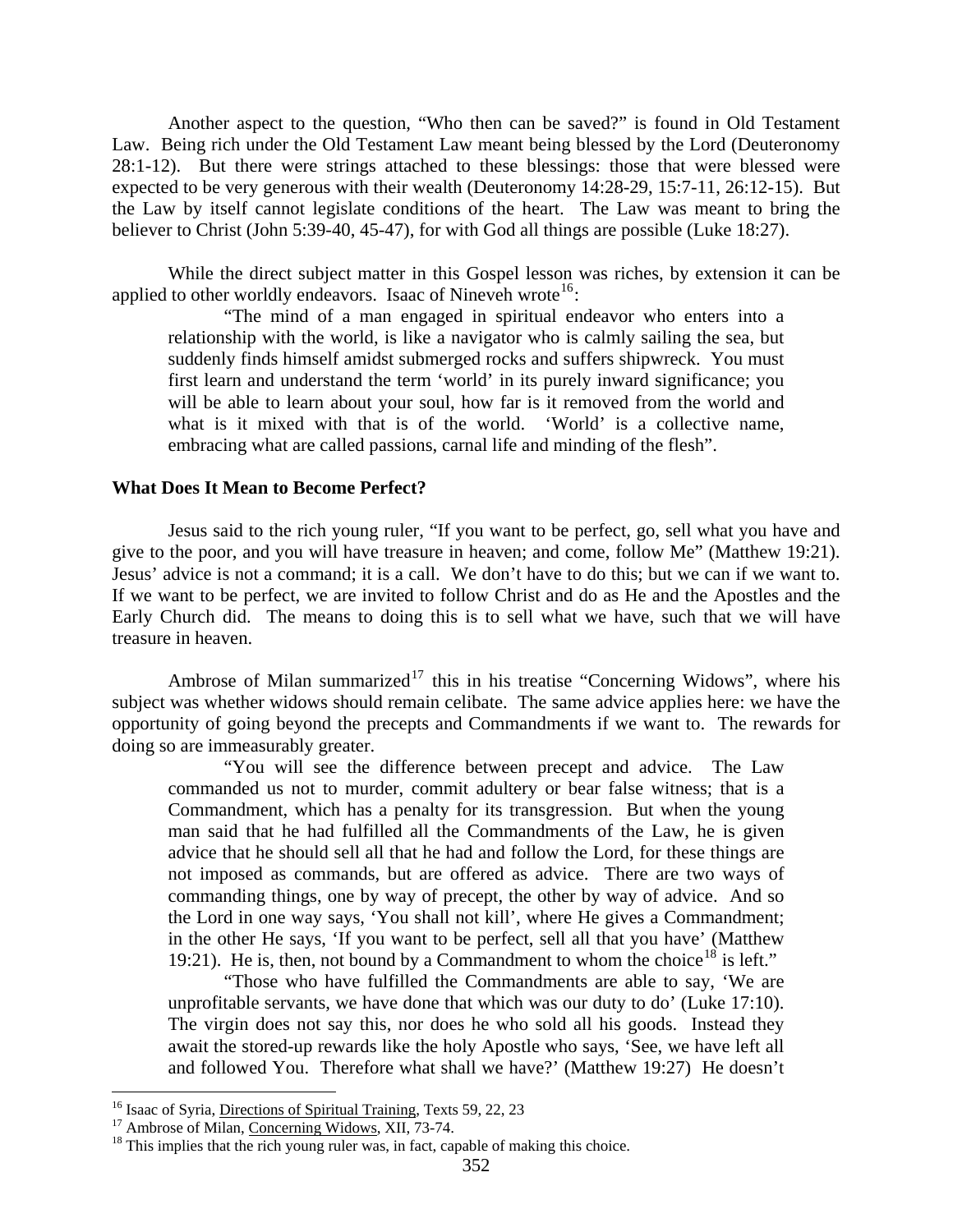Another aspect to the question, "Who then can be saved?" is found in Old Testament Law. Being rich under the Old Testament Law meant being blessed by the Lord (Deuteronomy 28:1-12). But there were strings attached to these blessings: those that were blessed were expected to be very generous with their wealth (Deuteronomy 14:28-29, 15:7-11, 26:12-15). But the Law by itself cannot legislate conditions of the heart. The Law was meant to bring the believer to Christ (John 5:39-40, 45-47), for with God all things are possible (Luke 18:27).

While the direct subject matter in this Gospel lesson was riches, by extension it can be applied to other worldly endeavors. Isaac of Nineveh wrote[16]:

> "The mind of a man engaged in spiritual endeavor who enters into a relationship with the world, is like a navigator who is calmly sailing the sea, but suddenly finds himself amidst submerged rocks and suffers shipwreck. You must first learn and understand the term 'world' in its purely inward significance; you will be able to learn about your soul, how far is it removed from the world and what is it mixed with that is of the world. 'World' is a collective name, embracing what are called passions, carnal life and minding of the flesh".

**What Does It Mean to Become Perfect?**

Jesus said to the rich young ruler, "If you want to be perfect, go, sell what you have and give to the poor, and you will have treasure in heaven; and come, follow Me" (Matthew 19:21). Jesus' advice is not a command; it is a call. We don't have to do this; but we can if we want to. If we want to be perfect, we are invited to follow Christ and do as He and the Apostles and the Early Church did. The means to doing this is to sell what we have, such that we will have treasure in heaven.

Ambrose of Milan summarized[17] this in his treatise "Concerning Widows", where his subject was whether widows should remain celibate. The same advice applies here: we have the opportunity of going beyond the precepts and Commandments if we want to. The rewards for doing so are immeasurably greater.

> "You will see the difference between precept and advice. The Law commanded us not to murder, commit adultery or bear false witness; that is a Commandment, which has a penalty for its transgression. But when the young man said that he had fulfilled all the Commandments of the Law, he is given advice that he should sell all that he had and follow the Lord, for these things are not imposed as commands, but are offered as advice. There are two ways of commanding things, one by way of precept, the other by way of advice. And so the Lord in one way says, 'You shall not kill', where He gives a Commandment; in the other He says, 'If you want to be perfect, sell all that you have' (Matthew 19:21). He is, then, not bound by a Commandment to whom the choice[18] is left."
>
> "Those who have fulfilled the Commandments are able to say, 'We are unprofitable servants, we have done that which was our duty to do' (Luke 17:10). The virgin does not say this, nor does he who sold all his goods. Instead they await the stored-up rewards like the holy Apostle who says, 'See, we have left all and followed You. Therefore what shall we have?' (Matthew 19:27) He doesn't

[16] Isaac of Syria, Directions of Spiritual Training, Texts 59, 22, 23

[17] Ambrose of Milan, Concerning Widows, XII, 73-74.

[18] This implies that the rich young ruler was, in fact, capable of making this choice.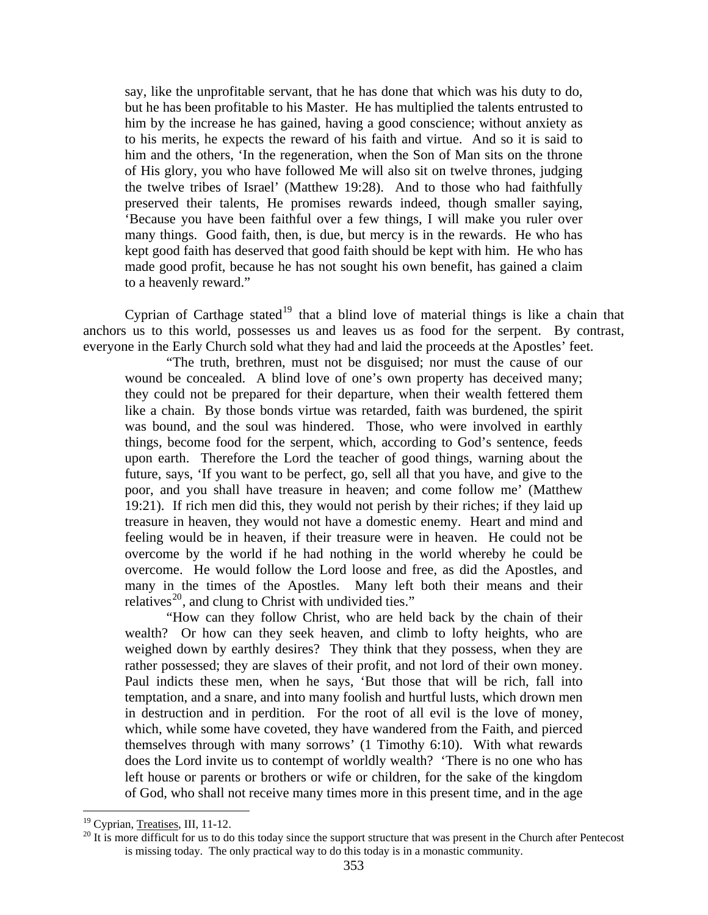> say, like the unprofitable servant, that he has done that which was his duty to do, but he has been profitable to his Master. He has multiplied the talents entrusted to him by the increase he has gained, having a good conscience; without anxiety as to his merits, he expects the reward of his faith and virtue. And so it is said to him and the others, 'In the regeneration, when the Son of Man sits on the throne of His glory, you who have followed Me will also sit on twelve thrones, judging the twelve tribes of Israel' (Matthew 19:28). And to those who had faithfully preserved their talents, He promises rewards indeed, though smaller saying, 'Because you have been faithful over a few things, I will make you ruler over many things. Good faith, then, is due, but mercy is in the rewards. He who has kept good faith has deserved that good faith should be kept with him. He who has made good profit, because he has not sought his own benefit, has gained a claim to a heavenly reward."

Cyprian of Carthage stated[19] that a blind love of material things is like a chain that anchors us to this world, possesses us and leaves us as food for the serpent. By contrast, everyone in the Early Church sold what they had and laid the proceeds at the Apostles' feet.

> "The truth, brethren, must not be disguised; nor must the cause of our wound be concealed. A blind love of one's own property has deceived many; they could not be prepared for their departure, when their wealth fettered them like a chain. By those bonds virtue was retarded, faith was burdened, the spirit was bound, and the soul was hindered. Those, who were involved in earthly things, become food for the serpent, which, according to God's sentence, feeds upon earth. Therefore the Lord the teacher of good things, warning about the future, says, 'If you want to be perfect, go, sell all that you have, and give to the poor, and you shall have treasure in heaven; and come follow me' (Matthew 19:21). If rich men did this, they would not perish by their riches; if they laid up treasure in heaven, they would not have a domestic enemy. Heart and mind and feeling would be in heaven, if their treasure were in heaven. He could not be overcome by the world if he had nothing in the world whereby he could be overcome. He would follow the Lord loose and free, as did the Apostles, and many in the times of the Apostles. Many left both their means and their relatives[20], and clung to Christ with undivided ties."
>
> "How can they follow Christ, who are held back by the chain of their wealth? Or how can they seek heaven, and climb to lofty heights, who are weighed down by earthly desires? They think that they possess, when they are rather possessed; they are slaves of their profit, and not lord of their own money. Paul indicts these men, when he says, 'But those that will be rich, fall into temptation, and a snare, and into many foolish and hurtful lusts, which drown men in destruction and in perdition. For the root of all evil is the love of money, which, while some have coveted, they have wandered from the Faith, and pierced themselves through with many sorrows' (1 Timothy 6:10). With what rewards does the Lord invite us to contempt of worldly wealth? 'There is no one who has left house or parents or brothers or wife or children, for the sake of the kingdom of God, who shall not receive many times more in this present time, and in the age

---

[19] Cyprian, Treatises, III, 11-12.

[20] It is more difficult for us to do this today since the support structure that was present in the Church after Pentecost is missing today. The only practical way to do this today is in a monastic community.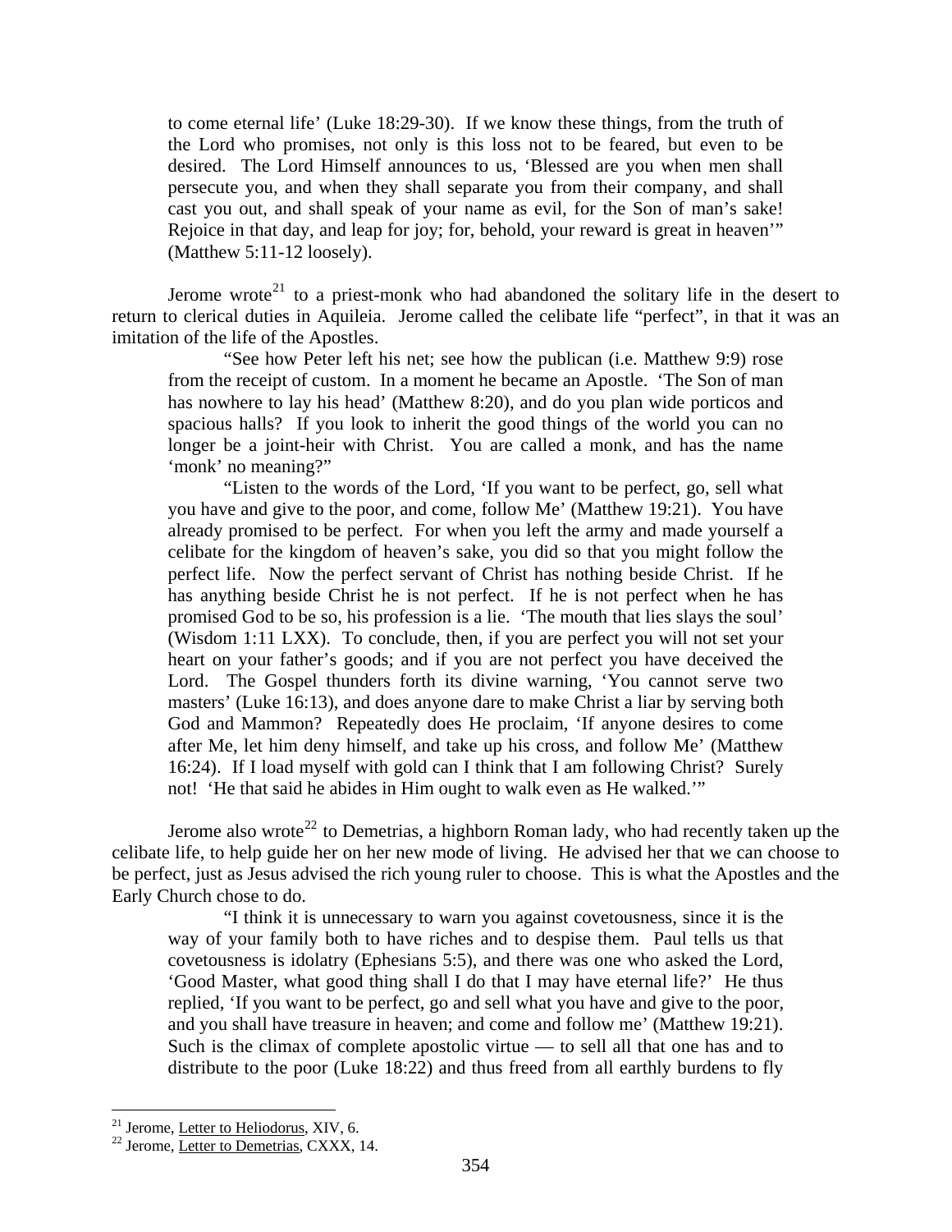to come eternal life' (Luke 18:29-30). If we know these things, from the truth of the Lord who promises, not only is this loss not to be feared, but even to be desired. The Lord Himself announces to us, 'Blessed are you when men shall persecute you, and when they shall separate you from their company, and shall cast you out, and shall speak of your name as evil, for the Son of man's sake! Rejoice in that day, and leap for joy; for, behold, your reward is great in heaven'" (Matthew 5:11-12 loosely).

Jerome wrote[21] to a priest-monk who had abandoned the solitary life in the desert to return to clerical duties in Aquileia. Jerome called the celibate life "perfect", in that it was an imitation of the life of the Apostles.

> "See how Peter left his net; see how the publican (i.e. Matthew 9:9) rose from the receipt of custom. In a moment he became an Apostle. 'The Son of man has nowhere to lay his head' (Matthew 8:20), and do you plan wide porticos and spacious halls? If you look to inherit the good things of the world you can no longer be a joint-heir with Christ. You are called a monk, and has the name 'monk' no meaning?"
>
> "Listen to the words of the Lord, 'If you want to be perfect, go, sell what you have and give to the poor, and come, follow Me' (Matthew 19:21). You have already promised to be perfect. For when you left the army and made yourself a celibate for the kingdom of heaven's sake, you did so that you might follow the perfect life. Now the perfect servant of Christ has nothing beside Christ. If he has anything beside Christ he is not perfect. If he is not perfect when he has promised God to be so, his profession is a lie. 'The mouth that lies slays the soul' (Wisdom 1:11 LXX). To conclude, then, if you are perfect you will not set your heart on your father's goods; and if you are not perfect you have deceived the Lord. The Gospel thunders forth its divine warning, 'You cannot serve two masters' (Luke 16:13), and does anyone dare to make Christ a liar by serving both God and Mammon? Repeatedly does He proclaim, 'If anyone desires to come after Me, let him deny himself, and take up his cross, and follow Me' (Matthew 16:24). If I load myself with gold can I think that I am following Christ? Surely not! 'He that said he abides in Him ought to walk even as He walked.'"

Jerome also wrote[22] to Demetrias, a highborn Roman lady, who had recently taken up the celibate life, to help guide her on her new mode of living. He advised her that we can choose to be perfect, just as Jesus advised the rich young ruler to choose. This is what the Apostles and the Early Church chose to do.

> "I think it is unnecessary to warn you against covetousness, since it is the way of your family both to have riches and to despise them. Paul tells us that covetousness is idolatry (Ephesians 5:5), and there was one who asked the Lord, 'Good Master, what good thing shall I do that I may have eternal life?' He thus replied, 'If you want to be perfect, go and sell what you have and give to the poor, and you shall have treasure in heaven; and come and follow me' (Matthew 19:21). Such is the climax of complete apostolic virtue — to sell all that one has and to distribute to the poor (Luke 18:22) and thus freed from all earthly burdens to fly

---

[21] Jerome, Letter to Heliodorus, XIV, 6.

[22] Jerome, Letter to Demetrias, CXXX, 14.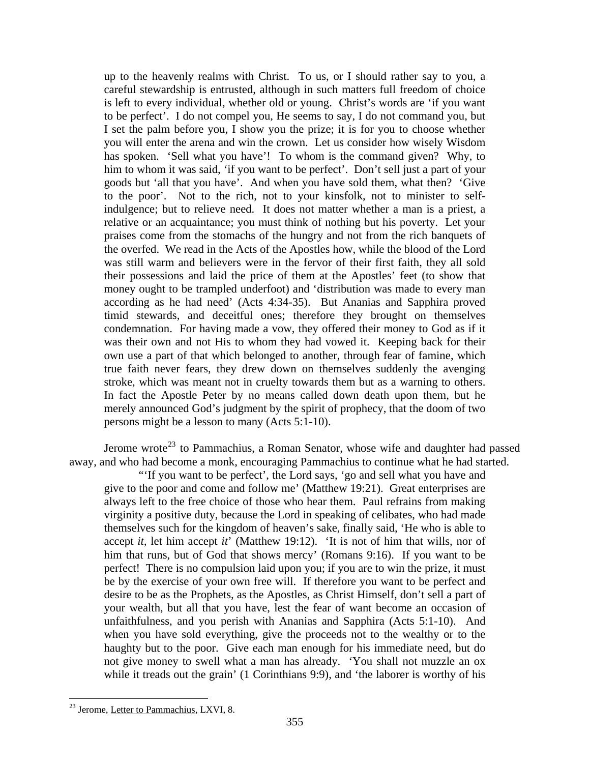up to the heavenly realms with Christ. To us, or I should rather say to you, a careful stewardship is entrusted, although in such matters full freedom of choice is left to every individual, whether old or young. Christ's words are 'if you want to be perfect'. I do not compel you, He seems to say, I do not command you, but I set the palm before you, I show you the prize; it is for you to choose whether you will enter the arena and win the crown. Let us consider how wisely Wisdom has spoken. 'Sell what you have'! To whom is the command given? Why, to him to whom it was said, 'if you want to be perfect'. Don't sell just a part of your goods but 'all that you have'. And when you have sold them, what then? 'Give to the poor'. Not to the rich, not to your kinsfolk, not to minister to self-indulgence; but to relieve need. It does not matter whether a man is a priest, a relative or an acquaintance; you must think of nothing but his poverty. Let your praises come from the stomachs of the hungry and not from the rich banquets of the overfed. We read in the Acts of the Apostles how, while the blood of the Lord was still warm and believers were in the fervor of their first faith, they all sold their possessions and laid the price of them at the Apostles' feet (to show that money ought to be trampled underfoot) and 'distribution was made to every man according as he had need' (Acts 4:34-35). But Ananias and Sapphira proved timid stewards, and deceitful ones; therefore they brought on themselves condemnation. For having made a vow, they offered their money to God as if it was their own and not His to whom they had vowed it. Keeping back for their own use a part of that which belonged to another, through fear of famine, which true faith never fears, they drew down on themselves suddenly the avenging stroke, which was meant not in cruelty towards them but as a warning to others. In fact the Apostle Peter by no means called down death upon them, but he merely announced God's judgment by the spirit of prophecy, that the doom of two persons might be a lesson to many (Acts 5:1-10).

Jerome wrote[23] to Pammachius, a Roman Senator, whose wife and daughter had passed away, and who had become a monk, encouraging Pammachius to continue what he had started.

"'If you want to be perfect', the Lord says, 'go and sell what you have and give to the poor and come and follow me' (Matthew 19:21). Great enterprises are always left to the free choice of those who hear them. Paul refrains from making virginity a positive duty, because the Lord in speaking of celibates, who had made themselves such for the kingdom of heaven's sake, finally said, 'He who is able to accept *it*, let him accept *it*' (Matthew 19:12). 'It is not of him that wills, nor of him that runs, but of God that shows mercy' (Romans 9:16). If you want to be perfect! There is no compulsion laid upon you; if you are to win the prize, it must be by the exercise of your own free will. If therefore you want to be perfect and desire to be as the Prophets, as the Apostles, as Christ Himself, don't sell a part of your wealth, but all that you have, lest the fear of want become an occasion of unfaithfulness, and you perish with Ananias and Sapphira (Acts 5:1-10). And when you have sold everything, give the proceeds not to the wealthy or to the haughty but to the poor. Give each man enough for his immediate need, but do not give money to swell what a man has already. 'You shall not muzzle an ox while it treads out the grain' (1 Corinthians 9:9), and 'the laborer is worthy of his

---

[23] Jerome, Letter to Pammachius, LXVI, 8.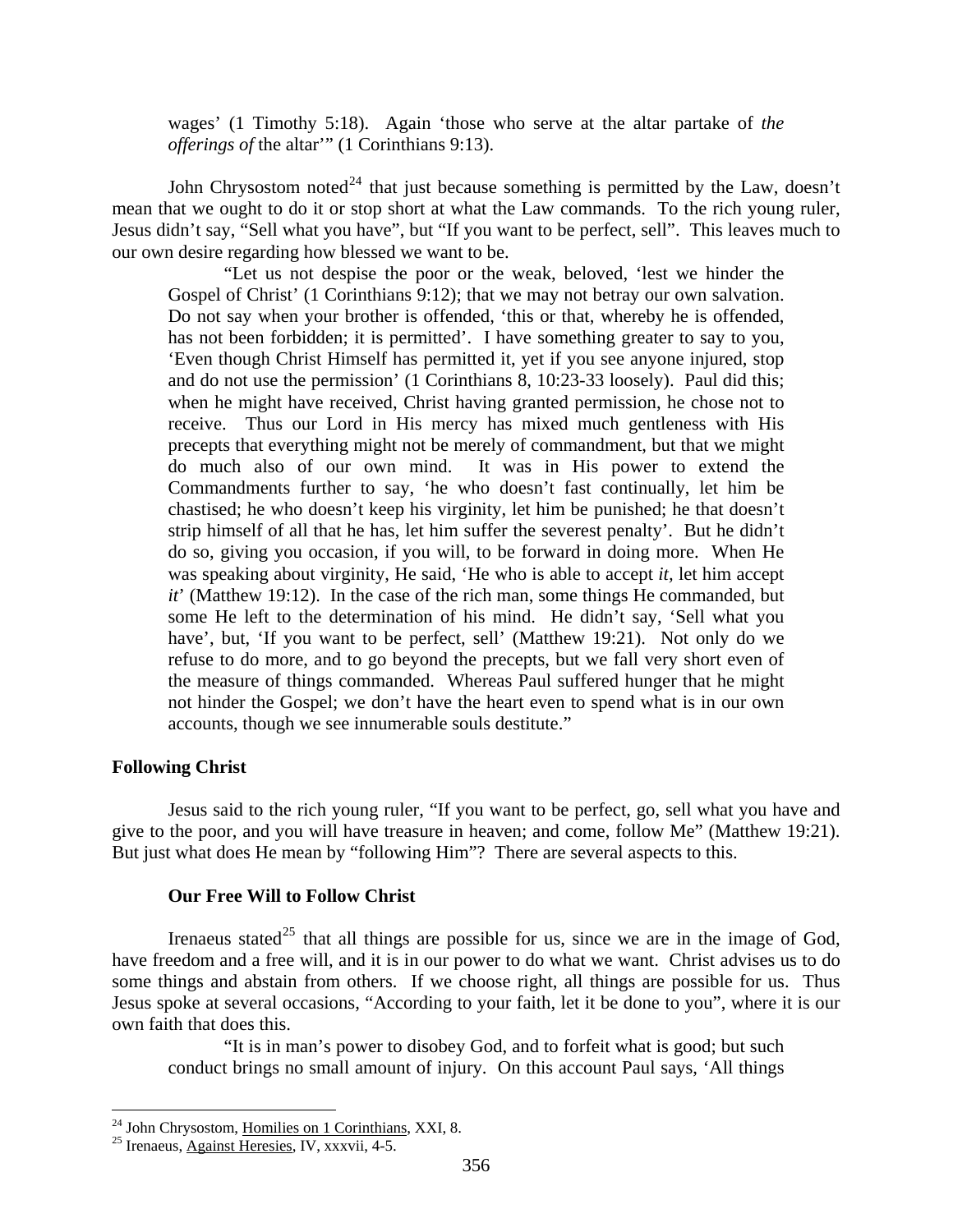wages' (1 Timothy 5:18). Again 'those who serve at the altar partake of *the offerings of* the altar'" (1 Corinthians 9:13).

John Chrysostom noted[24] that just because something is permitted by the Law, doesn't mean that we ought to do it or stop short at what the Law commands. To the rich young ruler, Jesus didn't say, "Sell what you have", but "If you want to be perfect, sell". This leaves much to our own desire regarding how blessed we want to be.

> "Let us not despise the poor or the weak, beloved, 'lest we hinder the Gospel of Christ' (1 Corinthians 9:12); that we may not betray our own salvation. Do not say when your brother is offended, 'this or that, whereby he is offended, has not been forbidden; it is permitted'. I have something greater to say to you, 'Even though Christ Himself has permitted it, yet if you see anyone injured, stop and do not use the permission' (1 Corinthians 8, 10:23-33 loosely). Paul did this; when he might have received, Christ having granted permission, he chose not to receive. Thus our Lord in His mercy has mixed much gentleness with His precepts that everything might not be merely of commandment, but that we might do much also of our own mind. It was in His power to extend the Commandments further to say, 'he who doesn't fast continually, let him be chastised; he who doesn't keep his virginity, let him be punished; he that doesn't strip himself of all that he has, let him suffer the severest penalty'. But he didn't do so, giving you occasion, if you will, to be forward in doing more. When He was speaking about virginity, He said, 'He who is able to accept *it*, let him accept *it*' (Matthew 19:12). In the case of the rich man, some things He commanded, but some He left to the determination of his mind. He didn't say, 'Sell what you have', but, 'If you want to be perfect, sell' (Matthew 19:21). Not only do we refuse to do more, and to go beyond the precepts, but we fall very short even of the measure of things commanded. Whereas Paul suffered hunger that he might not hinder the Gospel; we don't have the heart even to spend what is in our own accounts, though we see innumerable souls destitute."

### Following Christ

Jesus said to the rich young ruler, "If you want to be perfect, go, sell what you have and give to the poor, and you will have treasure in heaven; and come, follow Me" (Matthew 19:21). But just what does He mean by "following Him"? There are several aspects to this.

#### Our Free Will to Follow Christ

Irenaeus stated[25] that all things are possible for us, since we are in the image of God, have freedom and a free will, and it is in our power to do what we want. Christ advises us to do some things and abstain from others. If we choose right, all things are possible for us. Thus Jesus spoke at several occasions, "According to your faith, let it be done to you", where it is our own faith that does this.

> "It is in man's power to disobey God, and to forfeit what is good; but such conduct brings no small amount of injury. On this account Paul says, 'All things

[24] John Chrysostom, Homilies on 1 Corinthians, XXI, 8.

[25] Irenaeus, Against Heresies, IV, xxxvii, 4-5.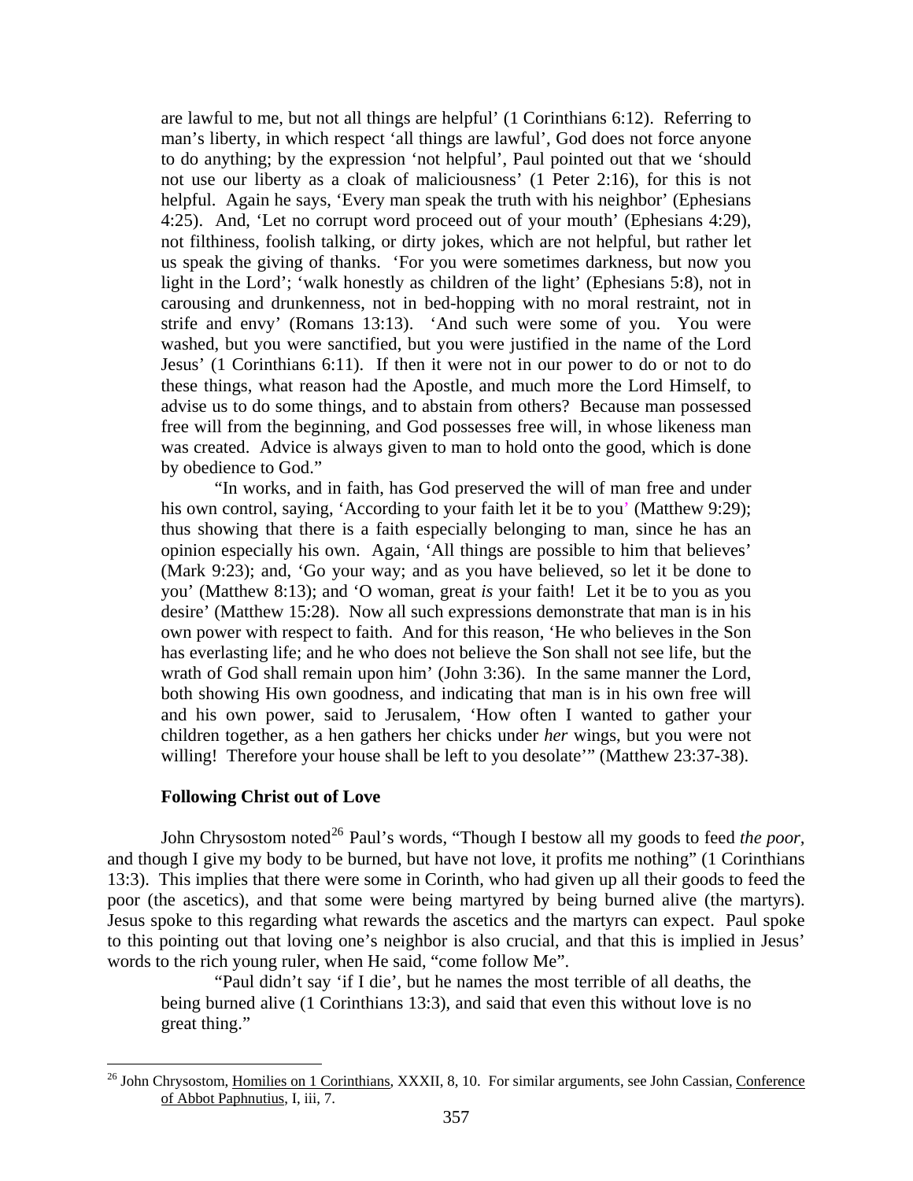are lawful to me, but not all things are helpful' (1 Corinthians 6:12). Referring to man's liberty, in which respect 'all things are lawful', God does not force anyone to do anything; by the expression 'not helpful', Paul pointed out that we 'should not use our liberty as a cloak of maliciousness' (1 Peter 2:16), for this is not helpful. Again he says, 'Every man speak the truth with his neighbor' (Ephesians 4:25). And, 'Let no corrupt word proceed out of your mouth' (Ephesians 4:29), not filthiness, foolish talking, or dirty jokes, which are not helpful, but rather let us speak the giving of thanks. 'For you were sometimes darkness, but now you light in the Lord'; 'walk honestly as children of the light' (Ephesians 5:8), not in carousing and drunkenness, not in bed-hopping with no moral restraint, not in strife and envy' (Romans 13:13). 'And such were some of you. You were washed, but you were sanctified, but you were justified in the name of the Lord Jesus' (1 Corinthians 6:11). If then it were not in our power to do or not to do these things, what reason had the Apostle, and much more the Lord Himself, to advise us to do some things, and to abstain from others? Because man possessed free will from the beginning, and God possesses free will, in whose likeness man was created. Advice is always given to man to hold onto the good, which is done by obedience to God."

"In works, and in faith, has God preserved the will of man free and under his own control, saying, 'According to your faith let it be to you' (Matthew 9:29); thus showing that there is a faith especially belonging to man, since he has an opinion especially his own. Again, 'All things are possible to him that believes' (Mark 9:23); and, 'Go your way; and as you have believed, so let it be done to you' (Matthew 8:13); and 'O woman, great *is* your faith! Let it be to you as you desire' (Matthew 15:28). Now all such expressions demonstrate that man is in his own power with respect to faith. And for this reason, 'He who believes in the Son has everlasting life; and he who does not believe the Son shall not see life, but the wrath of God shall remain upon him' (John 3:36). In the same manner the Lord, both showing His own goodness, and indicating that man is in his own free will and his own power, said to Jerusalem, 'How often I wanted to gather your children together, as a hen gathers her chicks under *her* wings, but you were not willing! Therefore your house shall be left to you desolate'" (Matthew 23:37-38).

**Following Christ out of Love**

John Chrysostom noted[26] Paul's words, "Though I bestow all my goods to feed *the poor*, and though I give my body to be burned, but have not love, it profits me nothing" (1 Corinthians 13:3). This implies that there were some in Corinth, who had given up all their goods to feed the poor (the ascetics), and that some were being martyred by being burned alive (the martyrs). Jesus spoke to this regarding what rewards the ascetics and the martyrs can expect. Paul spoke to this pointing out that loving one's neighbor is also crucial, and that this is implied in Jesus' words to the rich young ruler, when He said, "come follow Me".

"Paul didn't say 'if I die', but he names the most terrible of all deaths, the being burned alive (1 Corinthians 13:3), and said that even this without love is no great thing."

[26] John Chrysostom, Homilies on 1 Corinthians, XXXII, 8, 10. For similar arguments, see John Cassian, Conference of Abbot Paphnutius, I, iii, 7.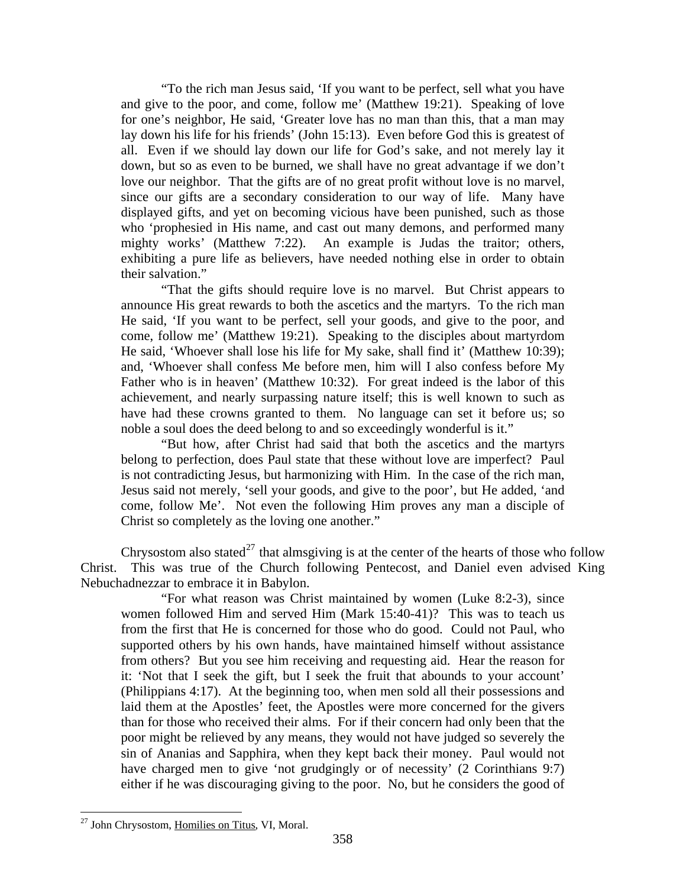> "To the rich man Jesus said, 'If you want to be perfect, sell what you have and give to the poor, and come, follow me' (Matthew 19:21). Speaking of love for one's neighbor, He said, 'Greater love has no man than this, that a man may lay down his life for his friends' (John 15:13). Even before God this is greatest of all. Even if we should lay down our life for God's sake, and not merely lay it down, but so as even to be burned, we shall have no great advantage if we don't love our neighbor. That the gifts are of no great profit without love is no marvel, since our gifts are a secondary consideration to our way of life. Many have displayed gifts, and yet on becoming vicious have been punished, such as those who 'prophesied in His name, and cast out many demons, and performed many mighty works' (Matthew 7:22). An example is Judas the traitor; others, exhibiting a pure life as believers, have needed nothing else in order to obtain their salvation."
>
> "That the gifts should require love is no marvel. But Christ appears to announce His great rewards to both the ascetics and the martyrs. To the rich man He said, 'If you want to be perfect, sell your goods, and give to the poor, and come, follow me' (Matthew 19:21). Speaking to the disciples about martyrdom He said, 'Whoever shall lose his life for My sake, shall find it' (Matthew 10:39); and, 'Whoever shall confess Me before men, him will I also confess before My Father who is in heaven' (Matthew 10:32). For great indeed is the labor of this achievement, and nearly surpassing nature itself; this is well known to such as have had these crowns granted to them. No language can set it before us; so noble a soul does the deed belong to and so exceedingly wonderful is it."
>
> "But how, after Christ had said that both the ascetics and the martyrs belong to perfection, does Paul state that these without love are imperfect? Paul is not contradicting Jesus, but harmonizing with Him. In the case of the rich man, Jesus said not merely, 'sell your goods, and give to the poor', but He added, 'and come, follow Me'. Not even the following Him proves any man a disciple of Christ so completely as the loving one another."

Chrysostom also stated[27] that almsgiving is at the center of the hearts of those who follow Christ. This was true of the Church following Pentecost, and Daniel even advised King Nebuchadnezzar to embrace it in Babylon.

> "For what reason was Christ maintained by women (Luke 8:2-3), since women followed Him and served Him (Mark 15:40-41)? This was to teach us from the first that He is concerned for those who do good. Could not Paul, who supported others by his own hands, have maintained himself without assistance from others? But you see him receiving and requesting aid. Hear the reason for it: 'Not that I seek the gift, but I seek the fruit that abounds to your account' (Philippians 4:17). At the beginning too, when men sold all their possessions and laid them at the Apostles' feet, the Apostles were more concerned for the givers than for those who received their alms. For if their concern had only been that the poor might be relieved by any means, they would not have judged so severely the sin of Ananias and Sapphira, when they kept back their money. Paul would not have charged men to give 'not grudgingly or of necessity' (2 Corinthians 9:7) either if he was discouraging giving to the poor. No, but he considers the good of

---

[27] John Chrysostom, Homilies on Titus, VI, Moral.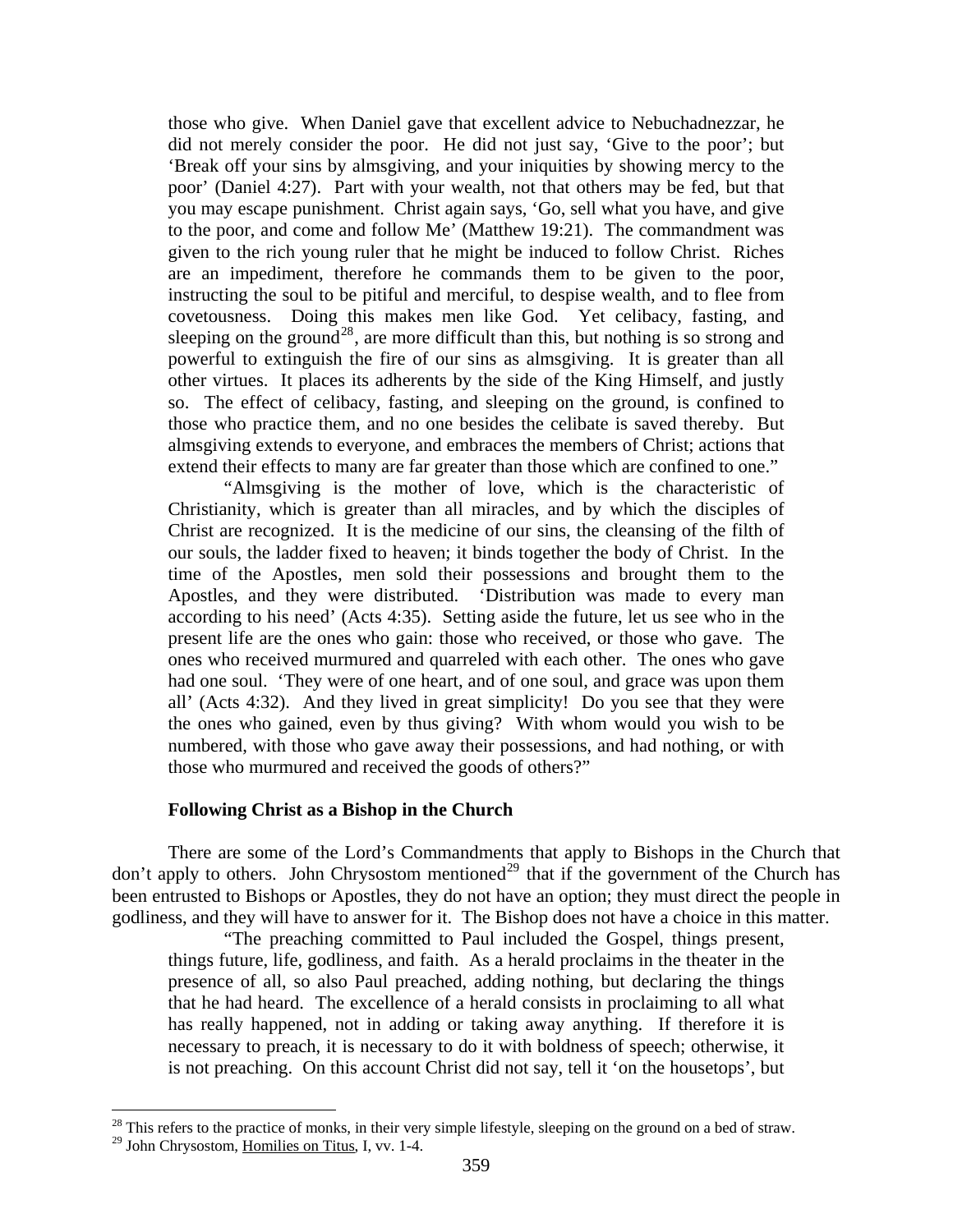those who give. When Daniel gave that excellent advice to Nebuchadnezzar, he did not merely consider the poor. He did not just say, 'Give to the poor'; but 'Break off your sins by almsgiving, and your iniquities by showing mercy to the poor' (Daniel 4:27). Part with your wealth, not that others may be fed, but that you may escape punishment. Christ again says, 'Go, sell what you have, and give to the poor, and come and follow Me' (Matthew 19:21). The commandment was given to the rich young ruler that he might be induced to follow Christ. Riches are an impediment, therefore he commands them to be given to the poor, instructing the soul to be pitiful and merciful, to despise wealth, and to flee from covetousness. Doing this makes men like God. Yet celibacy, fasting, and sleeping on the ground[28], are more difficult than this, but nothing is so strong and powerful to extinguish the fire of our sins as almsgiving. It is greater than all other virtues. It places its adherents by the side of the King Himself, and justly so. The effect of celibacy, fasting, and sleeping on the ground, is confined to those who practice them, and no one besides the celibate is saved thereby. But almsgiving extends to everyone, and embraces the members of Christ; actions that extend their effects to many are far greater than those which are confined to one."

"Almsgiving is the mother of love, which is the characteristic of Christianity, which is greater than all miracles, and by which the disciples of Christ are recognized. It is the medicine of our sins, the cleansing of the filth of our souls, the ladder fixed to heaven; it binds together the body of Christ. In the time of the Apostles, men sold their possessions and brought them to the Apostles, and they were distributed. 'Distribution was made to every man according to his need' (Acts 4:35). Setting aside the future, let us see who in the present life are the ones who gain: those who received, or those who gave. The ones who received murmured and quarreled with each other. The ones who gave had one soul. 'They were of one heart, and of one soul, and grace was upon them all' (Acts 4:32). And they lived in great simplicity! Do you see that they were the ones who gained, even by thus giving? With whom would you wish to be numbered, with those who gave away their possessions, and had nothing, or with those who murmured and received the goods of others?"

### Following Christ as a Bishop in the Church

There are some of the Lord's Commandments that apply to Bishops in the Church that don't apply to others. John Chrysostom mentioned[29] that if the government of the Church has been entrusted to Bishops or Apostles, they do not have an option; they must direct the people in godliness, and they will have to answer for it. The Bishop does not have a choice in this matter.

"The preaching committed to Paul included the Gospel, things present, things future, life, godliness, and faith. As a herald proclaims in the theater in the presence of all, so also Paul preached, adding nothing, but declaring the things that he had heard. The excellence of a herald consists in proclaiming to all what has really happened, not in adding or taking away anything. If therefore it is necessary to preach, it is necessary to do it with boldness of speech; otherwise, it is not preaching. On this account Christ did not say, tell it 'on the housetops', but

---

[28] This refers to the practice of monks, in their very simple lifestyle, sleeping on the ground on a bed of straw.

[29] John Chrysostom, Homilies on Titus, I, vv. 1-4.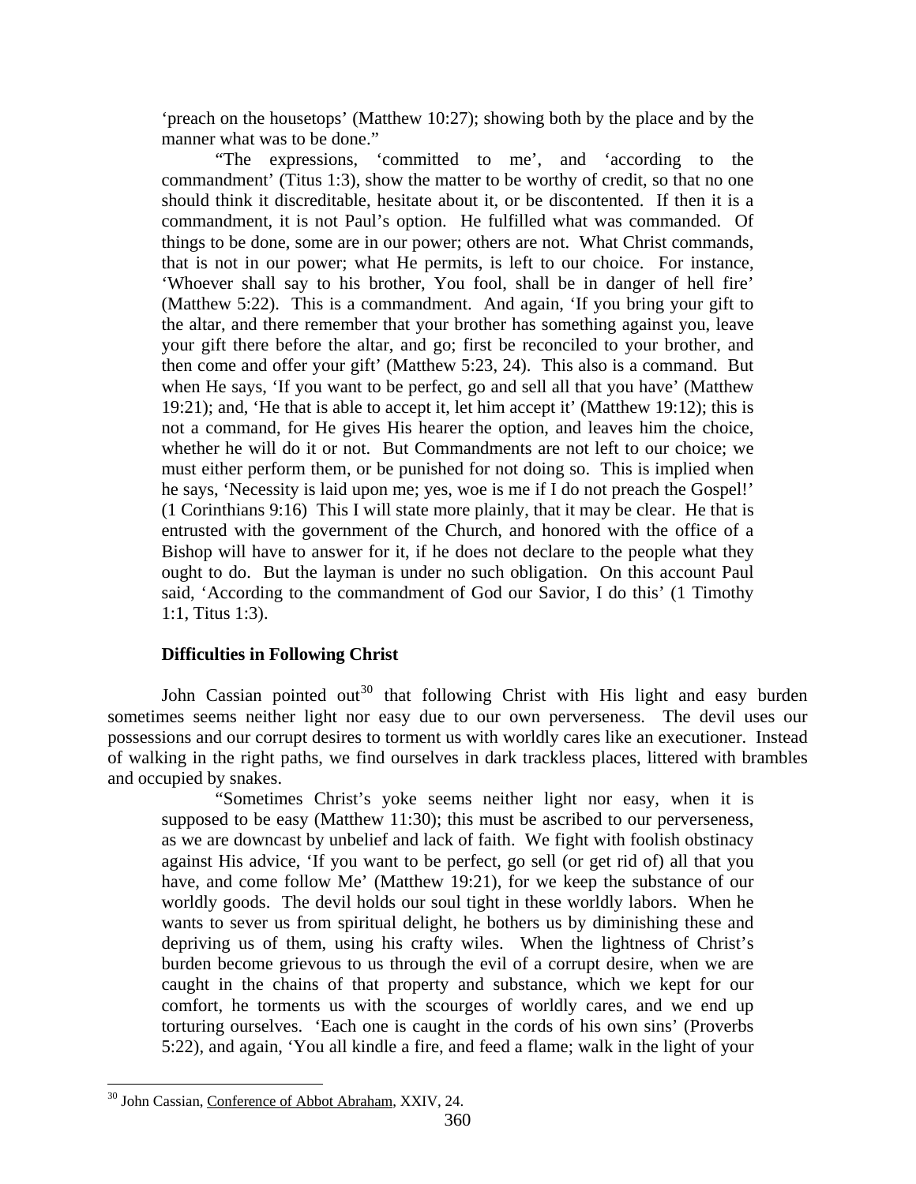'preach on the housetops' (Matthew 10:27); showing both by the place and by the manner what was to be done."

"The expressions, 'committed to me', and 'according to the commandment' (Titus 1:3), show the matter to be worthy of credit, so that no one should think it discreditable, hesitate about it, or be discontented. If then it is a commandment, it is not Paul's option. He fulfilled what was commanded. Of things to be done, some are in our power; others are not. What Christ commands, that is not in our power; what He permits, is left to our choice. For instance, 'Whoever shall say to his brother, You fool, shall be in danger of hell fire' (Matthew 5:22). This is a commandment. And again, 'If you bring your gift to the altar, and there remember that your brother has something against you, leave your gift there before the altar, and go; first be reconciled to your brother, and then come and offer your gift' (Matthew 5:23, 24). This also is a command. But when He says, 'If you want to be perfect, go and sell all that you have' (Matthew 19:21); and, 'He that is able to accept it, let him accept it' (Matthew 19:12); this is not a command, for He gives His hearer the option, and leaves him the choice, whether he will do it or not. But Commandments are not left to our choice; we must either perform them, or be punished for not doing so. This is implied when he says, 'Necessity is laid upon me; yes, woe is me if I do not preach the Gospel!' (1 Corinthians 9:16) This I will state more plainly, that it may be clear. He that is entrusted with the government of the Church, and honored with the office of a Bishop will have to answer for it, if he does not declare to the people what they ought to do. But the layman is under no such obligation. On this account Paul said, 'According to the commandment of God our Savior, I do this' (1 Timothy 1:1, Titus 1:3).

**Difficulties in Following Christ**

John Cassian pointed out[30] that following Christ with His light and easy burden sometimes seems neither light nor easy due to our own perverseness. The devil uses our possessions and our corrupt desires to torment us with worldly cares like an executioner. Instead of walking in the right paths, we find ourselves in dark trackless places, littered with brambles and occupied by snakes.

"Sometimes Christ's yoke seems neither light nor easy, when it is supposed to be easy (Matthew 11:30); this must be ascribed to our perverseness, as we are downcast by unbelief and lack of faith. We fight with foolish obstinacy against His advice, 'If you want to be perfect, go sell (or get rid of) all that you have, and come follow Me' (Matthew 19:21), for we keep the substance of our worldly goods. The devil holds our soul tight in these worldly labors. When he wants to sever us from spiritual delight, he bothers us by diminishing these and depriving us of them, using his crafty wiles. When the lightness of Christ's burden become grievous to us through the evil of a corrupt desire, when we are caught in the chains of that property and substance, which we kept for our comfort, he torments us with the scourges of worldly cares, and we end up torturing ourselves. 'Each one is caught in the cords of his own sins' (Proverbs 5:22), and again, 'You all kindle a fire, and feed a flame; walk in the light of your

---

[30] John Cassian, Conference of Abbot Abraham, XXIV, 24.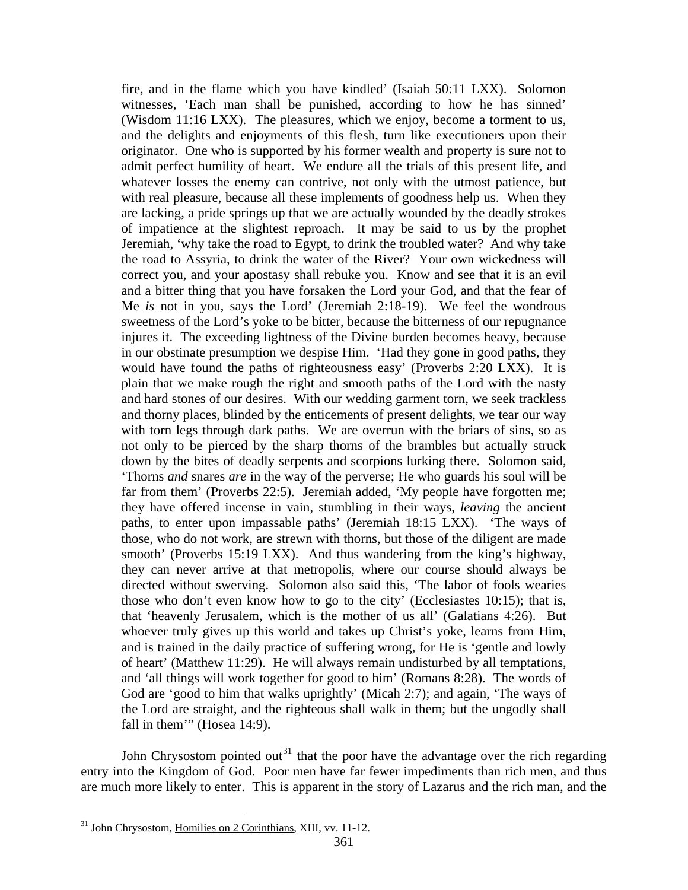fire, and in the flame which you have kindled' (Isaiah 50:11 LXX). Solomon witnesses, 'Each man shall be punished, according to how he has sinned' (Wisdom 11:16 LXX). The pleasures, which we enjoy, become a torment to us, and the delights and enjoyments of this flesh, turn like executioners upon their originator. One who is supported by his former wealth and property is sure not to admit perfect humility of heart. We endure all the trials of this present life, and whatever losses the enemy can contrive, not only with the utmost patience, but with real pleasure, because all these implements of goodness help us. When they are lacking, a pride springs up that we are actually wounded by the deadly strokes of impatience at the slightest reproach. It may be said to us by the prophet Jeremiah, 'why take the road to Egypt, to drink the troubled water? And why take the road to Assyria, to drink the water of the River? Your own wickedness will correct you, and your apostasy shall rebuke you. Know and see that it is an evil and a bitter thing that you have forsaken the Lord your God, and that the fear of Me *is* not in you, says the Lord' (Jeremiah 2:18-19). We feel the wondrous sweetness of the Lord's yoke to be bitter, because the bitterness of our repugnance injures it. The exceeding lightness of the Divine burden becomes heavy, because in our obstinate presumption we despise Him. 'Had they gone in good paths, they would have found the paths of righteousness easy' (Proverbs 2:20 LXX). It is plain that we make rough the right and smooth paths of the Lord with the nasty and hard stones of our desires. With our wedding garment torn, we seek trackless and thorny places, blinded by the enticements of present delights, we tear our way with torn legs through dark paths. We are overrun with the briars of sins, so as not only to be pierced by the sharp thorns of the brambles but actually struck down by the bites of deadly serpents and scorpions lurking there. Solomon said, 'Thorns *and* snares *are* in the way of the perverse; He who guards his soul will be far from them' (Proverbs 22:5). Jeremiah added, 'My people have forgotten me; they have offered incense in vain, stumbling in their ways, *leaving* the ancient paths, to enter upon impassable paths' (Jeremiah 18:15 LXX). 'The ways of those, who do not work, are strewn with thorns, but those of the diligent are made smooth' (Proverbs 15:19 LXX). And thus wandering from the king's highway, they can never arrive at that metropolis, where our course should always be directed without swerving. Solomon also said this, 'The labor of fools wearies those who don't even know how to go to the city' (Ecclesiastes 10:15); that is, that 'heavenly Jerusalem, which is the mother of us all' (Galatians 4:26). But whoever truly gives up this world and takes up Christ's yoke, learns from Him, and is trained in the daily practice of suffering wrong, for He is 'gentle and lowly of heart' (Matthew 11:29). He will always remain undisturbed by all temptations, and 'all things will work together for good to him' (Romans 8:28). The words of God are 'good to him that walks uprightly' (Micah 2:7); and again, 'The ways of the Lord are straight, and the righteous shall walk in them; but the ungodly shall fall in them'" (Hosea 14:9).

John Chrysostom pointed out[31] that the poor have the advantage over the rich regarding entry into the Kingdom of God. Poor men have far fewer impediments than rich men, and thus are much more likely to enter. This is apparent in the story of Lazarus and the rich man, and the

[31] John Chrysostom, Homilies on 2 Corinthians, XIII, vv. 11-12.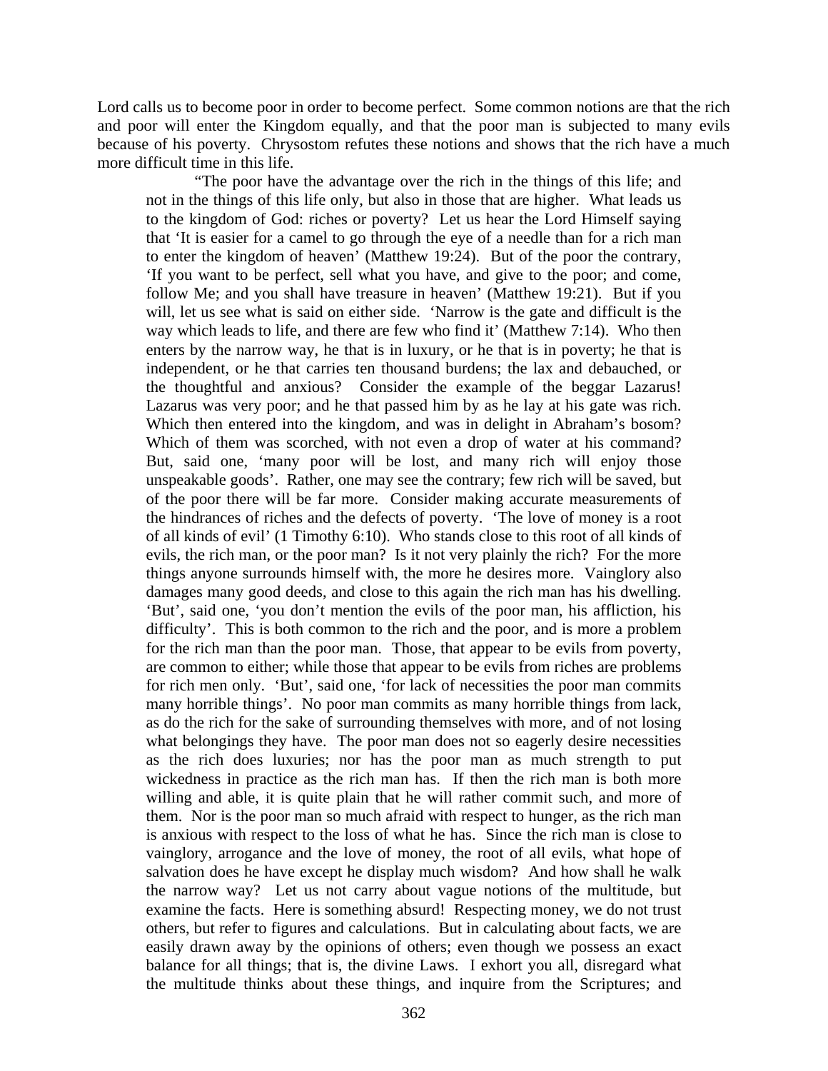Lord calls us to become poor in order to become perfect. Some common notions are that the rich and poor will enter the Kingdom equally, and that the poor man is subjected to many evils because of his poverty. Chrysostom refutes these notions and shows that the rich have a much more difficult time in this life.

> "The poor have the advantage over the rich in the things of this life; and not in the things of this life only, but also in those that are higher. What leads us to the kingdom of God: riches or poverty? Let us hear the Lord Himself saying that 'It is easier for a camel to go through the eye of a needle than for a rich man to enter the kingdom of heaven' (Matthew 19:24). But of the poor the contrary, 'If you want to be perfect, sell what you have, and give to the poor; and come, follow Me; and you shall have treasure in heaven' (Matthew 19:21). But if you will, let us see what is said on either side. 'Narrow is the gate and difficult is the way which leads to life, and there are few who find it' (Matthew 7:14). Who then enters by the narrow way, he that is in luxury, or he that is in poverty; he that is independent, or he that carries ten thousand burdens; the lax and debauched, or the thoughtful and anxious? Consider the example of the beggar Lazarus! Lazarus was very poor; and he that passed him by as he lay at his gate was rich. Which then entered into the kingdom, and was in delight in Abraham's bosom? Which of them was scorched, with not even a drop of water at his command? But, said one, 'many poor will be lost, and many rich will enjoy those unspeakable goods'. Rather, one may see the contrary; few rich will be saved, but of the poor there will be far more. Consider making accurate measurements of the hindrances of riches and the defects of poverty. 'The love of money is a root of all kinds of evil' (1 Timothy 6:10). Who stands close to this root of all kinds of evils, the rich man, or the poor man? Is it not very plainly the rich? For the more things anyone surrounds himself with, the more he desires more. Vainglory also damages many good deeds, and close to this again the rich man has his dwelling. 'But', said one, 'you don't mention the evils of the poor man, his affliction, his difficulty'. This is both common to the rich and the poor, and is more a problem for the rich man than the poor man. Those, that appear to be evils from poverty, are common to either; while those that appear to be evils from riches are problems for rich men only. 'But', said one, 'for lack of necessities the poor man commits many horrible things'. No poor man commits as many horrible things from lack, as do the rich for the sake of surrounding themselves with more, and of not losing what belongings they have. The poor man does not so eagerly desire necessities as the rich does luxuries; nor has the poor man as much strength to put wickedness in practice as the rich man has. If then the rich man is both more willing and able, it is quite plain that he will rather commit such, and more of them. Nor is the poor man so much afraid with respect to hunger, as the rich man is anxious with respect to the loss of what he has. Since the rich man is close to vainglory, arrogance and the love of money, the root of all evils, what hope of salvation does he have except he display much wisdom? And how shall he walk the narrow way? Let us not carry about vague notions of the multitude, but examine the facts. Here is something absurd! Respecting money, we do not trust others, but refer to figures and calculations. But in calculating about facts, we are easily drawn away by the opinions of others; even though we possess an exact balance for all things; that is, the divine Laws. I exhort you all, disregard what the multitude thinks about these things, and inquire from the Scriptures; and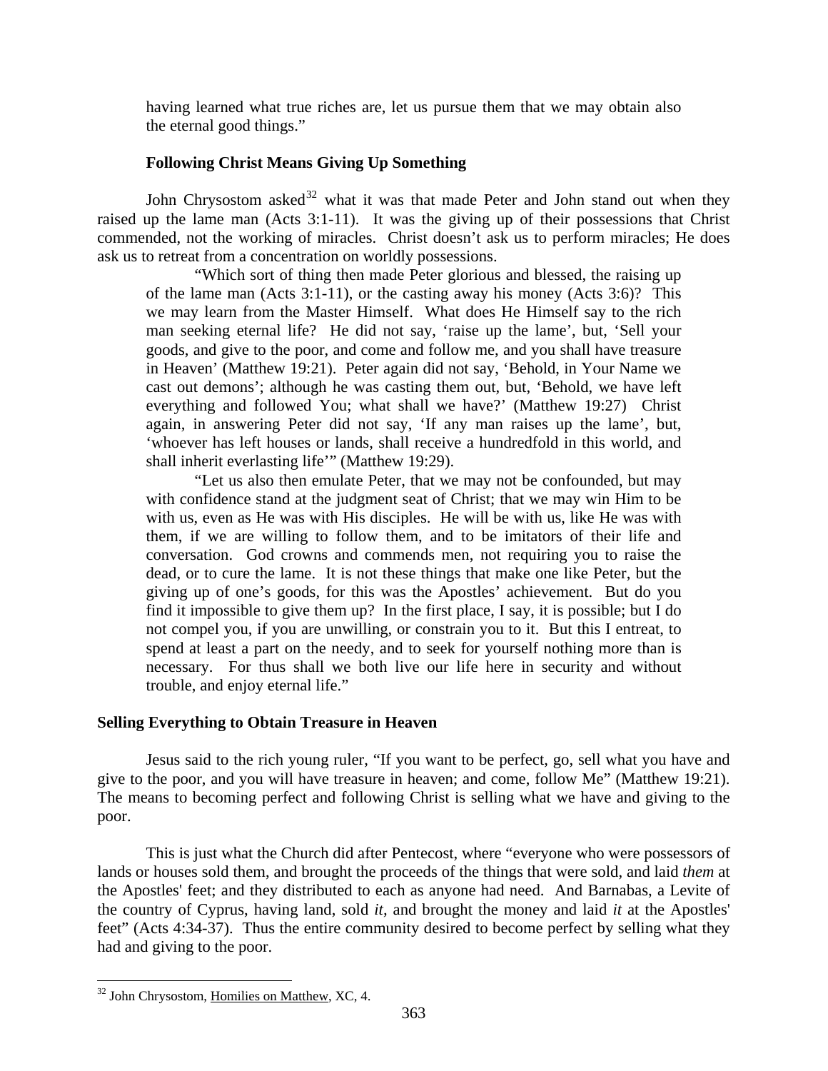> having learned what true riches are, let us pursue them that we may obtain also the eternal good things."

### Following Christ Means Giving Up Something

John Chrysostom asked[32] what it was that made Peter and John stand out when they raised up the lame man (Acts 3:1-11). It was the giving up of their possessions that Christ commended, not the working of miracles. Christ doesn't ask us to perform miracles; He does ask us to retreat from a concentration on worldly possessions.

> "Which sort of thing then made Peter glorious and blessed, the raising up of the lame man (Acts 3:1-11), or the casting away his money (Acts 3:6)? This we may learn from the Master Himself. What does He Himself say to the rich man seeking eternal life? He did not say, 'raise up the lame', but, 'Sell your goods, and give to the poor, and come and follow me, and you shall have treasure in Heaven' (Matthew 19:21). Peter again did not say, 'Behold, in Your Name we cast out demons'; although he was casting them out, but, 'Behold, we have left everything and followed You; what shall we have?' (Matthew 19:27) Christ again, in answering Peter did not say, 'If any man raises up the lame', but, 'whoever has left houses or lands, shall receive a hundredfold in this world, and shall inherit everlasting life'" (Matthew 19:29).
>
> "Let us also then emulate Peter, that we may not be confounded, but may with confidence stand at the judgment seat of Christ; that we may win Him to be with us, even as He was with His disciples. He will be with us, like He was with them, if we are willing to follow them, and to be imitators of their life and conversation. God crowns and commends men, not requiring you to raise the dead, or to cure the lame. It is not these things that make one like Peter, but the giving up of one's goods, for this was the Apostles' achievement. But do you find it impossible to give them up? In the first place, I say, it is possible; but I do not compel you, if you are unwilling, or constrain you to it. But this I entreat, to spend at least a part on the needy, and to seek for yourself nothing more than is necessary. For thus shall we both live our life here in security and without trouble, and enjoy eternal life."

## Selling Everything to Obtain Treasure in Heaven

Jesus said to the rich young ruler, "If you want to be perfect, go, sell what you have and give to the poor, and you will have treasure in heaven; and come, follow Me" (Matthew 19:21). The means to becoming perfect and following Christ is selling what we have and giving to the poor.

This is just what the Church did after Pentecost, where "everyone who were possessors of lands or houses sold them, and brought the proceeds of the things that were sold, and laid *them* at the Apostles' feet; and they distributed to each as anyone had need. And Barnabas, a Levite of the country of Cyprus, having land, sold *it*, and brought the money and laid *it* at the Apostles' feet" (Acts 4:34-37). Thus the entire community desired to become perfect by selling what they had and giving to the poor.

---

[32] John Chrysostom, Homilies on Matthew, XC, 4.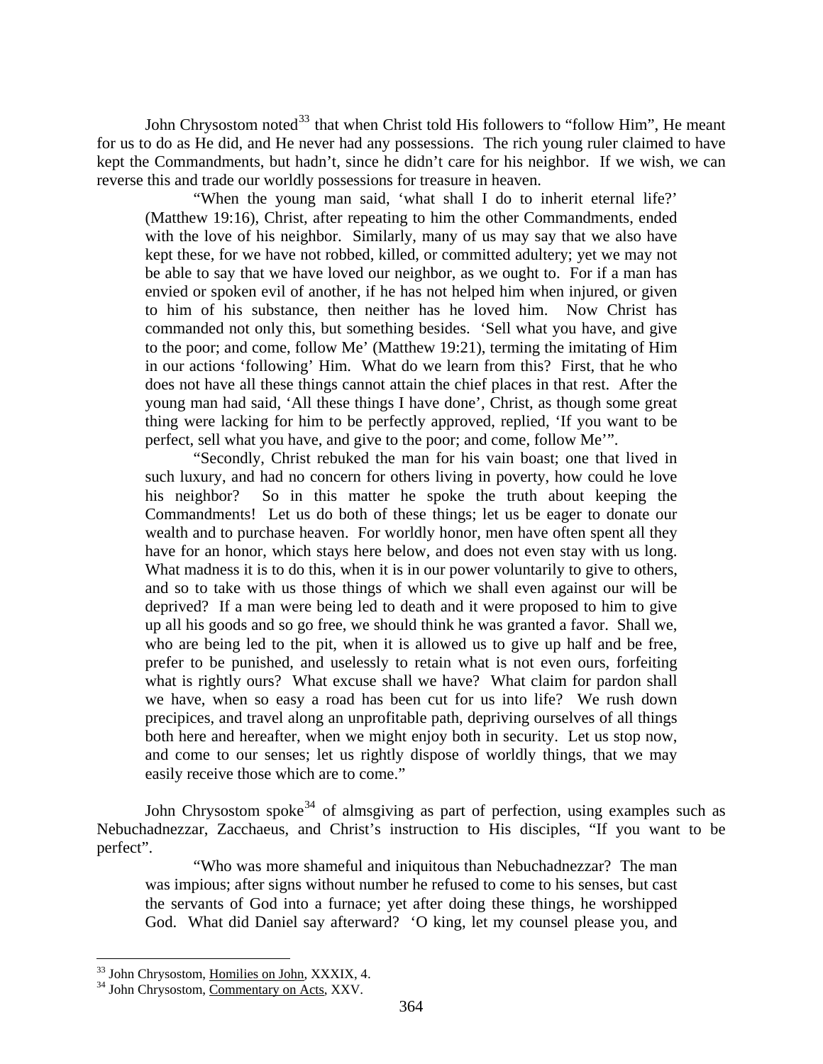John Chrysostom noted[33] that when Christ told His followers to "follow Him", He meant for us to do as He did, and He never had any possessions. The rich young ruler claimed to have kept the Commandments, but hadn't, since he didn't care for his neighbor. If we wish, we can reverse this and trade our worldly possessions for treasure in heaven.

> "When the young man said, 'what shall I do to inherit eternal life?' (Matthew 19:16), Christ, after repeating to him the other Commandments, ended with the love of his neighbor. Similarly, many of us may say that we also have kept these, for we have not robbed, killed, or committed adultery; yet we may not be able to say that we have loved our neighbor, as we ought to. For if a man has envied or spoken evil of another, if he has not helped him when injured, or given to him of his substance, then neither has he loved him. Now Christ has commanded not only this, but something besides. 'Sell what you have, and give to the poor; and come, follow Me' (Matthew 19:21), terming the imitating of Him in our actions 'following' Him. What do we learn from this? First, that he who does not have all these things cannot attain the chief places in that rest. After the young man had said, 'All these things I have done', Christ, as though some great thing were lacking for him to be perfectly approved, replied, 'If you want to be perfect, sell what you have, and give to the poor; and come, follow Me'".
>
> "Secondly, Christ rebuked the man for his vain boast; one that lived in such luxury, and had no concern for others living in poverty, how could he love his neighbor? So in this matter he spoke the truth about keeping the Commandments! Let us do both of these things; let us be eager to donate our wealth and to purchase heaven. For worldly honor, men have often spent all they have for an honor, which stays here below, and does not even stay with us long. What madness it is to do this, when it is in our power voluntarily to give to others, and so to take with us those things of which we shall even against our will be deprived? If a man were being led to death and it were proposed to him to give up all his goods and so go free, we should think he was granted a favor. Shall we, who are being led to the pit, when it is allowed us to give up half and be free, prefer to be punished, and uselessly to retain what is not even ours, forfeiting what is rightly ours? What excuse shall we have? What claim for pardon shall we have, when so easy a road has been cut for us into life? We rush down precipices, and travel along an unprofitable path, depriving ourselves of all things both here and hereafter, when we might enjoy both in security. Let us stop now, and come to our senses; let us rightly dispose of worldly things, that we may easily receive those which are to come."

John Chrysostom spoke[34] of almsgiving as part of perfection, using examples such as Nebuchadnezzar, Zacchaeus, and Christ's instruction to His disciples, "If you want to be perfect".

> "Who was more shameful and iniquitous than Nebuchadnezzar? The man was impious; after signs without number he refused to come to his senses, but cast the servants of God into a furnace; yet after doing these things, he worshipped God. What did Daniel say afterward? 'O king, let my counsel please you, and

---

[33] John Chrysostom, Homilies on John, XXXIX, 4.

[34] John Chrysostom, Commentary on Acts, XXV.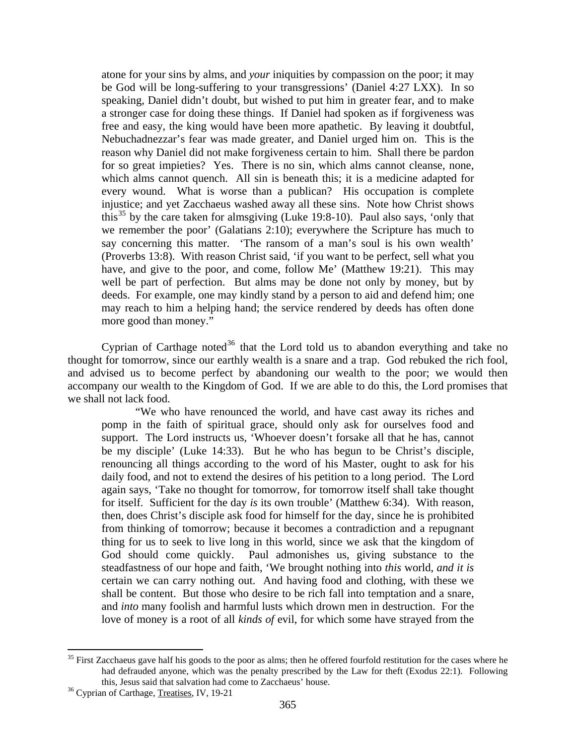atone for your sins by alms, and *your* iniquities by compassion on the poor; it may be God will be long-suffering to your transgressions' (Daniel 4:27 LXX). In so speaking, Daniel didn't doubt, but wished to put him in greater fear, and to make a stronger case for doing these things. If Daniel had spoken as if forgiveness was free and easy, the king would have been more apathetic. By leaving it doubtful, Nebuchadnezzar's fear was made greater, and Daniel urged him on. This is the reason why Daniel did not make forgiveness certain to him. Shall there be pardon for so great impieties? Yes. There is no sin, which alms cannot cleanse, none, which alms cannot quench. All sin is beneath this; it is a medicine adapted for every wound. What is worse than a publican? His occupation is complete injustice; and yet Zacchaeus washed away all these sins. Note how Christ shows this[35] by the care taken for almsgiving (Luke 19:8-10). Paul also says, 'only that we remember the poor' (Galatians 2:10); everywhere the Scripture has much to say concerning this matter. 'The ransom of a man's soul is his own wealth' (Proverbs 13:8). With reason Christ said, 'if you want to be perfect, sell what you have, and give to the poor, and come, follow Me' (Matthew 19:21). This may well be part of perfection. But alms may be done not only by money, but by deeds. For example, one may kindly stand by a person to aid and defend him; one may reach to him a helping hand; the service rendered by deeds has often done more good than money."

Cyprian of Carthage noted[36] that the Lord told us to abandon everything and take no thought for tomorrow, since our earthly wealth is a snare and a trap. God rebuked the rich fool, and advised us to become perfect by abandoning our wealth to the poor; we would then accompany our wealth to the Kingdom of God. If we are able to do this, the Lord promises that we shall not lack food.

"We who have renounced the world, and have cast away its riches and pomp in the faith of spiritual grace, should only ask for ourselves food and support. The Lord instructs us, 'Whoever doesn't forsake all that he has, cannot be my disciple' (Luke 14:33). But he who has begun to be Christ's disciple, renouncing all things according to the word of his Master, ought to ask for his daily food, and not to extend the desires of his petition to a long period. The Lord again says, 'Take no thought for tomorrow, for tomorrow itself shall take thought for itself. Sufficient for the day *is* its own trouble' (Matthew 6:34). With reason, then, does Christ's disciple ask food for himself for the day, since he is prohibited from thinking of tomorrow; because it becomes a contradiction and a repugnant thing for us to seek to live long in this world, since we ask that the kingdom of God should come quickly. Paul admonishes us, giving substance to the steadfastness of our hope and faith, 'We brought nothing into *this* world, *and it is* certain we can carry nothing out. And having food and clothing, with these we shall be content. But those who desire to be rich fall into temptation and a snare, and *into* many foolish and harmful lusts which drown men in destruction. For the love of money is a root of all *kinds of* evil, for which some have strayed from the

---

[35] First Zacchaeus gave half his goods to the poor as alms; then he offered fourfold restitution for the cases where he had defrauded anyone, which was the penalty prescribed by the Law for theft (Exodus 22:1). Following this, Jesus said that salvation had come to Zacchaeus' house.

[36] Cyprian of Carthage, Treatises, IV, 19-21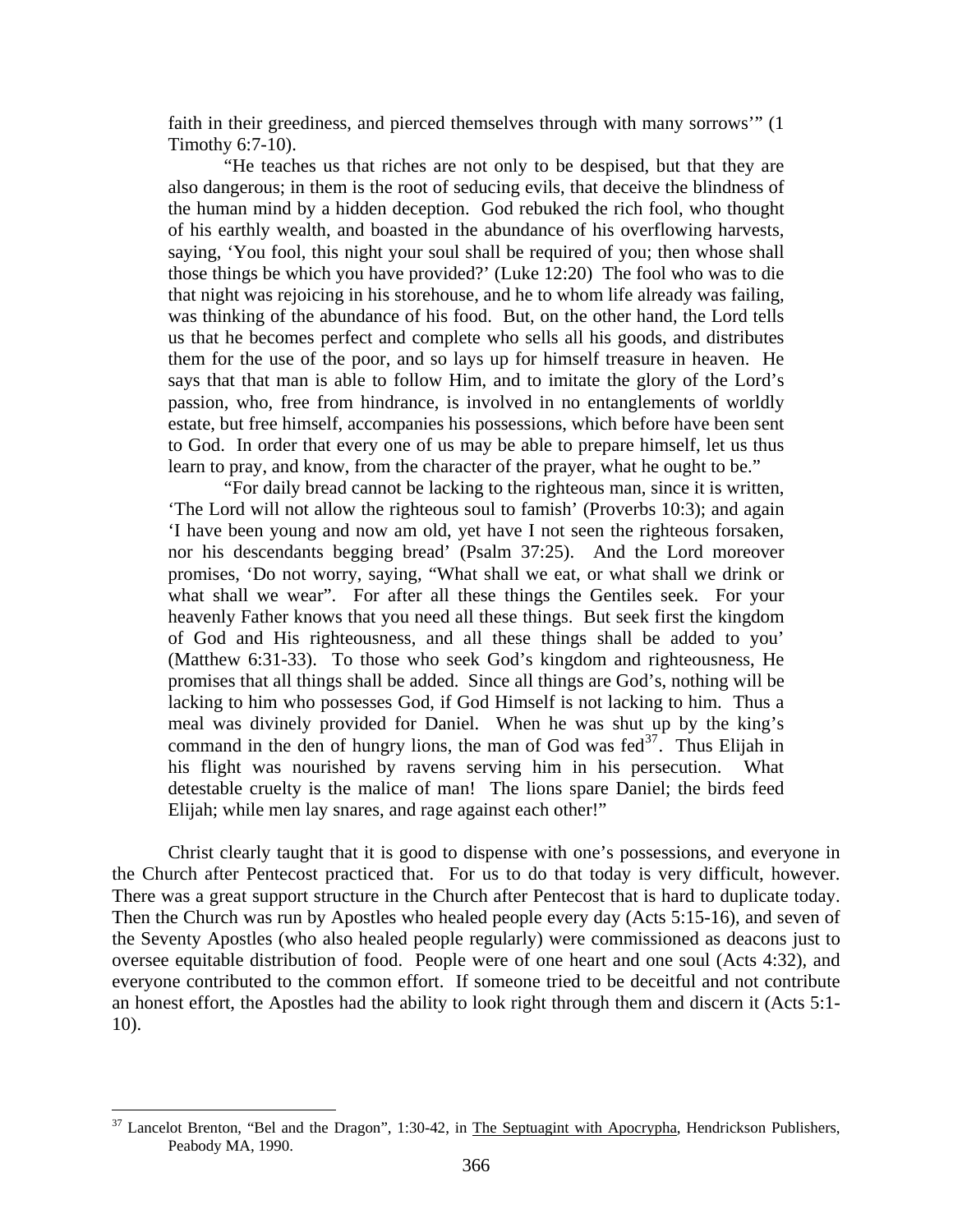faith in their greediness, and pierced themselves through with many sorrows'" (1 Timothy 6:7-10).

"He teaches us that riches are not only to be despised, but that they are also dangerous; in them is the root of seducing evils, that deceive the blindness of the human mind by a hidden deception. God rebuked the rich fool, who thought of his earthly wealth, and boasted in the abundance of his overflowing harvests, saying, 'You fool, this night your soul shall be required of you; then whose shall those things be which you have provided?' (Luke 12:20) The fool who was to die that night was rejoicing in his storehouse, and he to whom life already was failing, was thinking of the abundance of his food. But, on the other hand, the Lord tells us that he becomes perfect and complete who sells all his goods, and distributes them for the use of the poor, and so lays up for himself treasure in heaven. He says that that man is able to follow Him, and to imitate the glory of the Lord's passion, who, free from hindrance, is involved in no entanglements of worldly estate, but free himself, accompanies his possessions, which before have been sent to God. In order that every one of us may be able to prepare himself, let us thus learn to pray, and know, from the character of the prayer, what he ought to be."

"For daily bread cannot be lacking to the righteous man, since it is written, 'The Lord will not allow the righteous soul to famish' (Proverbs 10:3); and again 'I have been young and now am old, yet have I not seen the righteous forsaken, nor his descendants begging bread' (Psalm 37:25). And the Lord moreover promises, 'Do not worry, saying, "What shall we eat, or what shall we drink or what shall we wear". For after all these things the Gentiles seek. For your heavenly Father knows that you need all these things. But seek first the kingdom of God and His righteousness, and all these things shall be added to you' (Matthew 6:31-33). To those who seek God's kingdom and righteousness, He promises that all things shall be added. Since all things are God's, nothing will be lacking to him who possesses God, if God Himself is not lacking to him. Thus a meal was divinely provided for Daniel. When he was shut up by the king's command in the den of hungry lions, the man of God was fed[37]. Thus Elijah in his flight was nourished by ravens serving him in his persecution. What detestable cruelty is the malice of man! The lions spare Daniel; the birds feed Elijah; while men lay snares, and rage against each other!"

Christ clearly taught that it is good to dispense with one's possessions, and everyone in the Church after Pentecost practiced that. For us to do that today is very difficult, however. There was a great support structure in the Church after Pentecost that is hard to duplicate today. Then the Church was run by Apostles who healed people every day (Acts 5:15-16), and seven of the Seventy Apostles (who also healed people regularly) were commissioned as deacons just to oversee equitable distribution of food. People were of one heart and one soul (Acts 4:32), and everyone contributed to the common effort. If someone tried to be deceitful and not contribute an honest effort, the Apostles had the ability to look right through them and discern it (Acts 5:1-10).

---

[37] Lancelot Brenton, "Bel and the Dragon", 1:30-42, in The Septuagint with Apocrypha, Hendrickson Publishers, Peabody MA, 1990.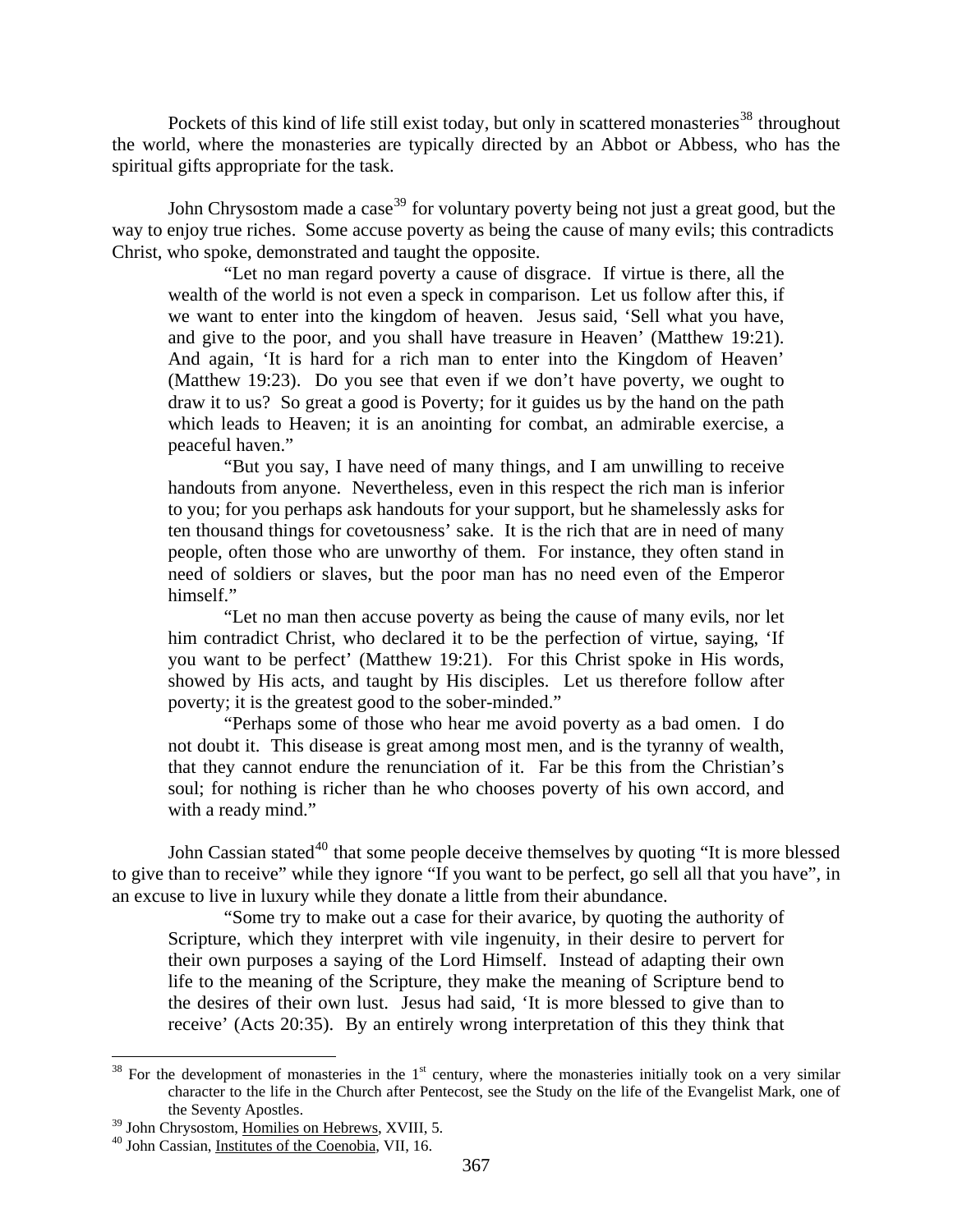Pockets of this kind of life still exist today, but only in scattered monasteries[38] throughout the world, where the monasteries are typically directed by an Abbot or Abbess, who has the spiritual gifts appropriate for the task.

John Chrysostom made a case[39] for voluntary poverty being not just a great good, but the way to enjoy true riches. Some accuse poverty as being the cause of many evils; this contradicts Christ, who spoke, demonstrated and taught the opposite.

> "Let no man regard poverty a cause of disgrace. If virtue is there, all the wealth of the world is not even a speck in comparison. Let us follow after this, if we want to enter into the kingdom of heaven. Jesus said, 'Sell what you have, and give to the poor, and you shall have treasure in Heaven' (Matthew 19:21). And again, 'It is hard for a rich man to enter into the Kingdom of Heaven' (Matthew 19:23). Do you see that even if we don't have poverty, we ought to draw it to us? So great a good is Poverty; for it guides us by the hand on the path which leads to Heaven; it is an anointing for combat, an admirable exercise, a peaceful haven."
>
> "But you say, I have need of many things, and I am unwilling to receive handouts from anyone. Nevertheless, even in this respect the rich man is inferior to you; for you perhaps ask handouts for your support, but he shamelessly asks for ten thousand things for covetousness' sake. It is the rich that are in need of many people, often those who are unworthy of them. For instance, they often stand in need of soldiers or slaves, but the poor man has no need even of the Emperor himself."
>
> "Let no man then accuse poverty as being the cause of many evils, nor let him contradict Christ, who declared it to be the perfection of virtue, saying, 'If you want to be perfect' (Matthew 19:21). For this Christ spoke in His words, showed by His acts, and taught by His disciples. Let us therefore follow after poverty; it is the greatest good to the sober-minded."
>
> "Perhaps some of those who hear me avoid poverty as a bad omen. I do not doubt it. This disease is great among most men, and is the tyranny of wealth, that they cannot endure the renunciation of it. Far be this from the Christian's soul; for nothing is richer than he who chooses poverty of his own accord, and with a ready mind."

John Cassian stated[40] that some people deceive themselves by quoting "It is more blessed to give than to receive" while they ignore "If you want to be perfect, go sell all that you have", in an excuse to live in luxury while they donate a little from their abundance.

> "Some try to make out a case for their avarice, by quoting the authority of Scripture, which they interpret with vile ingenuity, in their desire to pervert for their own purposes a saying of the Lord Himself. Instead of adapting their own life to the meaning of the Scripture, they make the meaning of Scripture bend to the desires of their own lust. Jesus had said, 'It is more blessed to give than to receive' (Acts 20:35). By an entirely wrong interpretation of this they think that

---

[38] For the development of monasteries in the 1st century, where the monasteries initially took on a very similar character to the life in the Church after Pentecost, see the Study on the life of the Evangelist Mark, one of the Seventy Apostles.

[39] John Chrysostom, Homilies on Hebrews, XVIII, 5.

[40] John Cassian, Institutes of the Coenobia, VII, 16.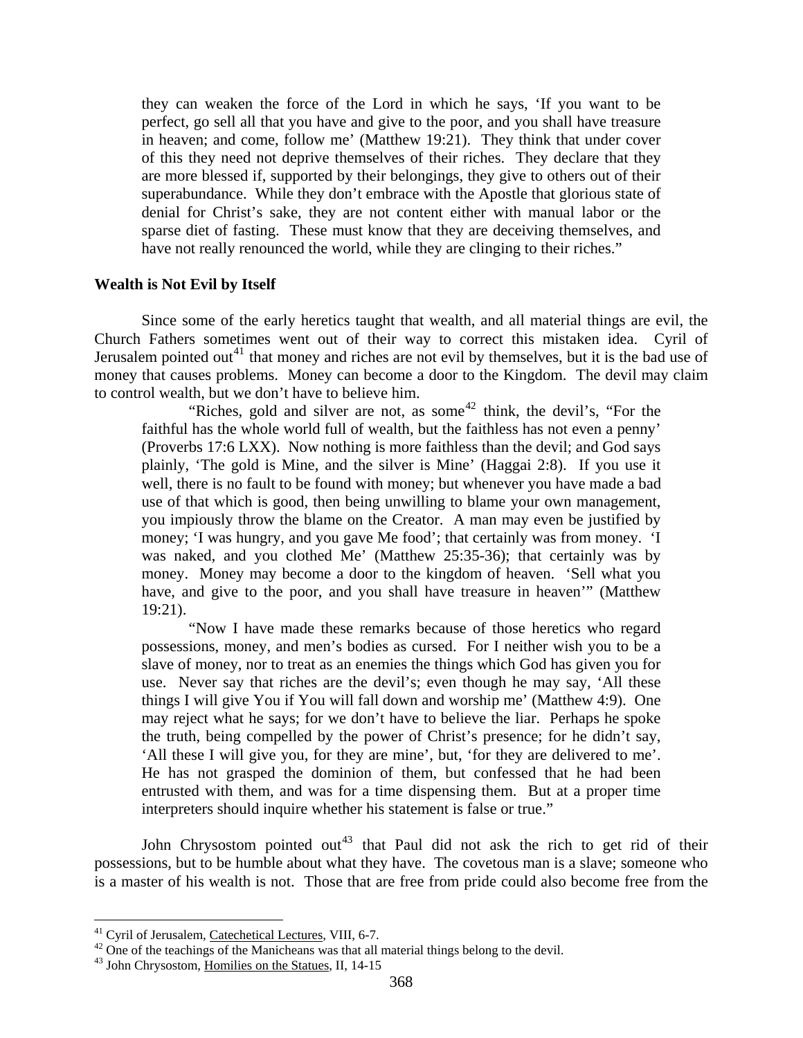they can weaken the force of the Lord in which he says, 'If you want to be perfect, go sell all that you have and give to the poor, and you shall have treasure in heaven; and come, follow me' (Matthew 19:21). They think that under cover of this they need not deprive themselves of their riches. They declare that they are more blessed if, supported by their belongings, they give to others out of their superabundance. While they don't embrace with the Apostle that glorious state of denial for Christ's sake, they are not content either with manual labor or the sparse diet of fasting. These must know that they are deceiving themselves, and have not really renounced the world, while they are clinging to their riches."

**Wealth is Not Evil by Itself**

Since some of the early heretics taught that wealth, and all material things are evil, the Church Fathers sometimes went out of their way to correct this mistaken idea. Cyril of Jerusalem pointed out[41] that money and riches are not evil by themselves, but it is the bad use of money that causes problems. Money can become a door to the Kingdom. The devil may claim to control wealth, but we don't have to believe him.

"Riches, gold and silver are not, as some[42] think, the devil's, "For the faithful has the whole world full of wealth, but the faithless has not even a penny' (Proverbs 17:6 LXX). Now nothing is more faithless than the devil; and God says plainly, 'The gold is Mine, and the silver is Mine' (Haggai 2:8). If you use it well, there is no fault to be found with money; but whenever you have made a bad use of that which is good, then being unwilling to blame your own management, you impiously throw the blame on the Creator. A man may even be justified by money; 'I was hungry, and you gave Me food'; that certainly was from money. 'I was naked, and you clothed Me' (Matthew 25:35-36); that certainly was by money. Money may become a door to the kingdom of heaven. 'Sell what you have, and give to the poor, and you shall have treasure in heaven'" (Matthew 19:21).

"Now I have made these remarks because of those heretics who regard possessions, money, and men's bodies as cursed. For I neither wish you to be a slave of money, nor to treat as an enemies the things which God has given you for use. Never say that riches are the devil's; even though he may say, 'All these things I will give You if You will fall down and worship me' (Matthew 4:9). One may reject what he says; for we don't have to believe the liar. Perhaps he spoke the truth, being compelled by the power of Christ's presence; for he didn't say, 'All these I will give you, for they are mine', but, 'for they are delivered to me'. He has not grasped the dominion of them, but confessed that he had been entrusted with them, and was for a time dispensing them. But at a proper time interpreters should inquire whether his statement is false or true."

John Chrysostom pointed out[43] that Paul did not ask the rich to get rid of their possessions, but to be humble about what they have. The covetous man is a slave; someone who is a master of his wealth is not. Those that are free from pride could also become free from the

---

[41] Cyril of Jerusalem, Catechetical Lectures, VIII, 6-7.

[42] One of the teachings of the Manicheans was that all material things belong to the devil.

[43] John Chrysostom, Homilies on the Statues, II, 14-15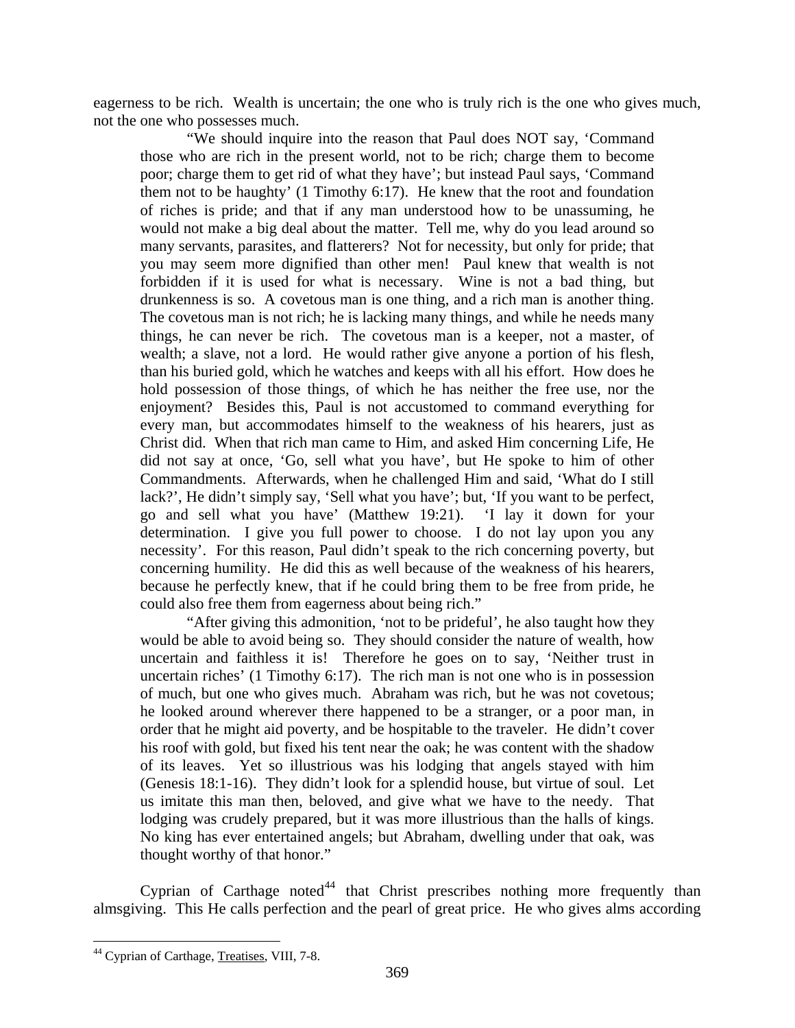eagerness to be rich. Wealth is uncertain; the one who is truly rich is the one who gives much, not the one who possesses much.

> "We should inquire into the reason that Paul does NOT say, 'Command those who are rich in the present world, not to be rich; charge them to become poor; charge them to get rid of what they have'; but instead Paul says, 'Command them not to be haughty' (1 Timothy 6:17). He knew that the root and foundation of riches is pride; and that if any man understood how to be unassuming, he would not make a big deal about the matter. Tell me, why do you lead around so many servants, parasites, and flatterers? Not for necessity, but only for pride; that you may seem more dignified than other men! Paul knew that wealth is not forbidden if it is used for what is necessary. Wine is not a bad thing, but drunkenness is so. A covetous man is one thing, and a rich man is another thing. The covetous man is not rich; he is lacking many things, and while he needs many things, he can never be rich. The covetous man is a keeper, not a master, of wealth; a slave, not a lord. He would rather give anyone a portion of his flesh, than his buried gold, which he watches and keeps with all his effort. How does he hold possession of those things, of which he has neither the free use, nor the enjoyment? Besides this, Paul is not accustomed to command everything for every man, but accommodates himself to the weakness of his hearers, just as Christ did. When that rich man came to Him, and asked Him concerning Life, He did not say at once, 'Go, sell what you have', but He spoke to him of other Commandments. Afterwards, when he challenged Him and said, 'What do I still lack?', He didn't simply say, 'Sell what you have'; but, 'If you want to be perfect, go and sell what you have' (Matthew 19:21). 'I lay it down for your determination. I give you full power to choose. I do not lay upon you any necessity'. For this reason, Paul didn't speak to the rich concerning poverty, but concerning humility. He did this as well because of the weakness of his hearers, because he perfectly knew, that if he could bring them to be free from pride, he could also free them from eagerness about being rich."
>
> "After giving this admonition, 'not to be prideful', he also taught how they would be able to avoid being so. They should consider the nature of wealth, how uncertain and faithless it is! Therefore he goes on to say, 'Neither trust in uncertain riches' (1 Timothy 6:17). The rich man is not one who is in possession of much, but one who gives much. Abraham was rich, but he was not covetous; he looked around wherever there happened to be a stranger, or a poor man, in order that he might aid poverty, and be hospitable to the traveler. He didn't cover his roof with gold, but fixed his tent near the oak; he was content with the shadow of its leaves. Yet so illustrious was his lodging that angels stayed with him (Genesis 18:1-16). They didn't look for a splendid house, but virtue of soul. Let us imitate this man then, beloved, and give what we have to the needy. That lodging was crudely prepared, but it was more illustrious than the halls of kings. No king has ever entertained angels; but Abraham, dwelling under that oak, was thought worthy of that honor."

Cyprian of Carthage noted[44] that Christ prescribes nothing more frequently than almsgiving. This He calls perfection and the pearl of great price. He who gives alms according

---

[44] Cyprian of Carthage, Treatises, VIII, 7-8.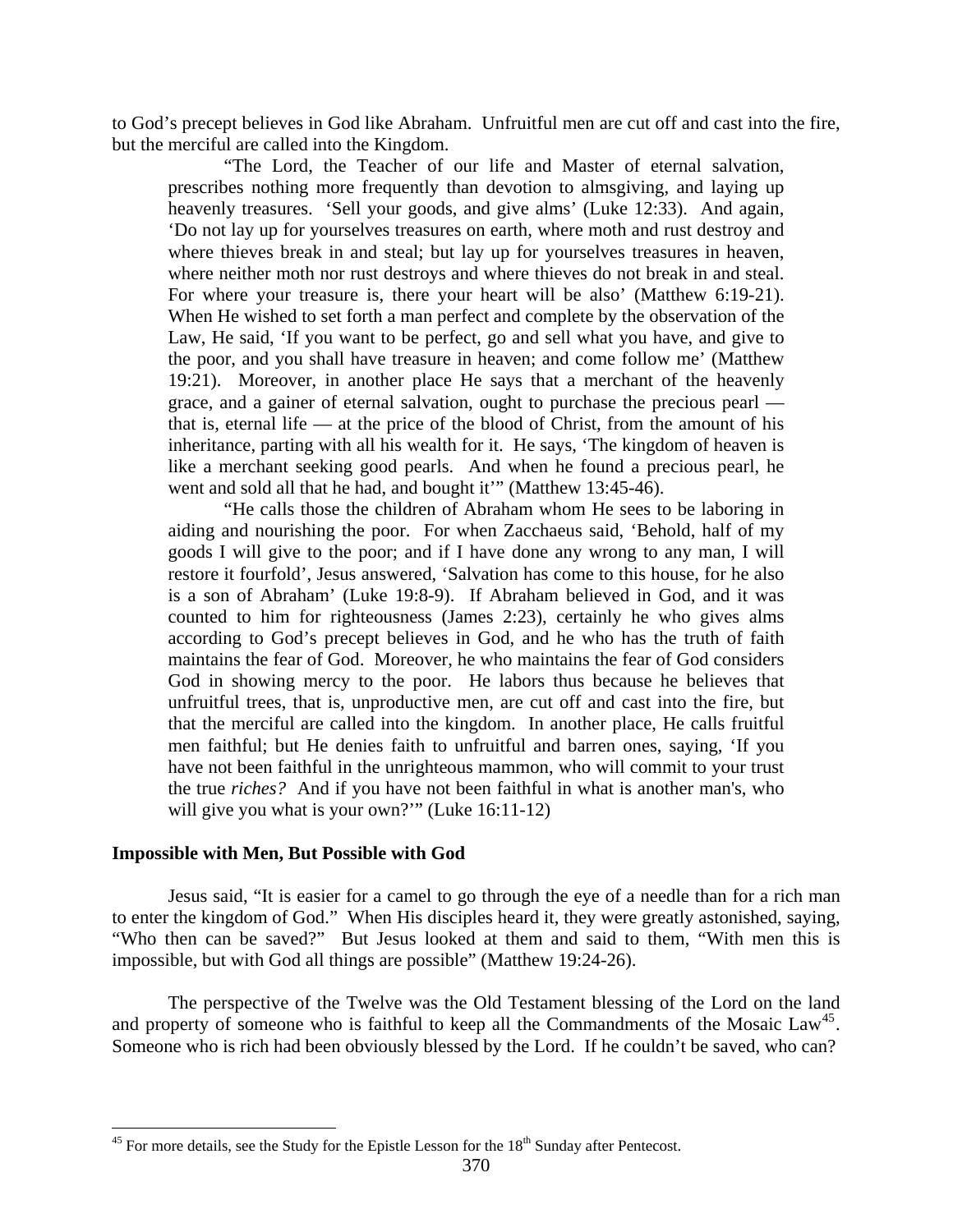to God's precept believes in God like Abraham. Unfruitful men are cut off and cast into the fire, but the merciful are called into the Kingdom.

> "The Lord, the Teacher of our life and Master of eternal salvation, prescribes nothing more frequently than devotion to almsgiving, and laying up heavenly treasures. 'Sell your goods, and give alms' (Luke 12:33). And again, 'Do not lay up for yourselves treasures on earth, where moth and rust destroy and where thieves break in and steal; but lay up for yourselves treasures in heaven, where neither moth nor rust destroys and where thieves do not break in and steal. For where your treasure is, there your heart will be also' (Matthew 6:19-21). When He wished to set forth a man perfect and complete by the observation of the Law, He said, 'If you want to be perfect, go and sell what you have, and give to the poor, and you shall have treasure in heaven; and come follow me' (Matthew 19:21). Moreover, in another place He says that a merchant of the heavenly grace, and a gainer of eternal salvation, ought to purchase the precious pearl — that is, eternal life — at the price of the blood of Christ, from the amount of his inheritance, parting with all his wealth for it. He says, 'The kingdom of heaven is like a merchant seeking good pearls. And when he found a precious pearl, he went and sold all that he had, and bought it'" (Matthew 13:45-46).
>
> "He calls those the children of Abraham whom He sees to be laboring in aiding and nourishing the poor. For when Zacchaeus said, 'Behold, half of my goods I will give to the poor; and if I have done any wrong to any man, I will restore it fourfold', Jesus answered, 'Salvation has come to this house, for he also is a son of Abraham' (Luke 19:8-9). If Abraham believed in God, and it was counted to him for righteousness (James 2:23), certainly he who gives alms according to God's precept believes in God, and he who has the truth of faith maintains the fear of God. Moreover, he who maintains the fear of God considers God in showing mercy to the poor. He labors thus because he believes that unfruitful trees, that is, unproductive men, are cut off and cast into the fire, but that the merciful are called into the kingdom. In another place, He calls fruitful men faithful; but He denies faith to unfruitful and barren ones, saying, 'If you have not been faithful in the unrighteous mammon, who will commit to your trust the true *riches?* And if you have not been faithful in what is another man's, who will give you what is your own?'" (Luke 16:11-12)

**Impossible with Men, But Possible with God**

Jesus said, "It is easier for a camel to go through the eye of a needle than for a rich man to enter the kingdom of God." When His disciples heard it, they were greatly astonished, saying, "Who then can be saved?" But Jesus looked at them and said to them, "With men this is impossible, but with God all things are possible" (Matthew 19:24-26).

The perspective of the Twelve was the Old Testament blessing of the Lord on the land and property of someone who is faithful to keep all the Commandments of the Mosaic Law[45]. Someone who is rich had been obviously blessed by the Lord. If he couldn't be saved, who can?

[45] For more details, see the Study for the Epistle Lesson for the 18th Sunday after Pentecost.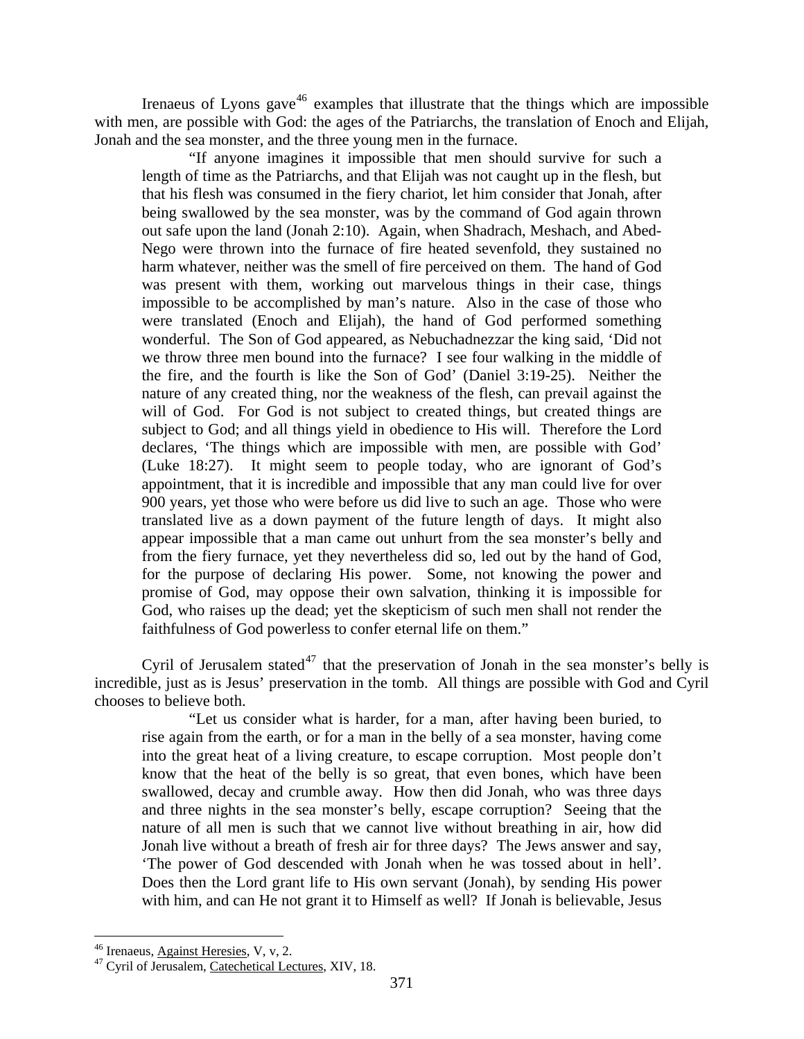Irenaeus of Lyons gave[46] examples that illustrate that the things which are impossible with men, are possible with God: the ages of the Patriarchs, the translation of Enoch and Elijah, Jonah and the sea monster, and the three young men in the furnace.

> "If anyone imagines it impossible that men should survive for such a length of time as the Patriarchs, and that Elijah was not caught up in the flesh, but that his flesh was consumed in the fiery chariot, let him consider that Jonah, after being swallowed by the sea monster, was by the command of God again thrown out safe upon the land (Jonah 2:10). Again, when Shadrach, Meshach, and Abed-Nego were thrown into the furnace of fire heated sevenfold, they sustained no harm whatever, neither was the smell of fire perceived on them. The hand of God was present with them, working out marvelous things in their case, things impossible to be accomplished by man's nature. Also in the case of those who were translated (Enoch and Elijah), the hand of God performed something wonderful. The Son of God appeared, as Nebuchadnezzar the king said, 'Did not we throw three men bound into the furnace? I see four walking in the middle of the fire, and the fourth is like the Son of God' (Daniel 3:19-25). Neither the nature of any created thing, nor the weakness of the flesh, can prevail against the will of God. For God is not subject to created things, but created things are subject to God; and all things yield in obedience to His will. Therefore the Lord declares, 'The things which are impossible with men, are possible with God' (Luke 18:27). It might seem to people today, who are ignorant of God's appointment, that it is incredible and impossible that any man could live for over 900 years, yet those who were before us did live to such an age. Those who were translated live as a down payment of the future length of days. It might also appear impossible that a man came out unhurt from the sea monster's belly and from the fiery furnace, yet they nevertheless did so, led out by the hand of God, for the purpose of declaring His power. Some, not knowing the power and promise of God, may oppose their own salvation, thinking it is impossible for God, who raises up the dead; yet the skepticism of such men shall not render the faithfulness of God powerless to confer eternal life on them."

Cyril of Jerusalem stated[47] that the preservation of Jonah in the sea monster's belly is incredible, just as is Jesus' preservation in the tomb. All things are possible with God and Cyril chooses to believe both.

> "Let us consider what is harder, for a man, after having been buried, to rise again from the earth, or for a man in the belly of a sea monster, having come into the great heat of a living creature, to escape corruption. Most people don't know that the heat of the belly is so great, that even bones, which have been swallowed, decay and crumble away. How then did Jonah, who was three days and three nights in the sea monster's belly, escape corruption? Seeing that the nature of all men is such that we cannot live without breathing in air, how did Jonah live without a breath of fresh air for three days? The Jews answer and say, 'The power of God descended with Jonah when he was tossed about in hell'. Does then the Lord grant life to His own servant (Jonah), by sending His power with him, and can He not grant it to Himself as well? If Jonah is believable, Jesus

[46] Irenaeus, Against Heresies, V, v, 2.

[47] Cyril of Jerusalem, Catechetical Lectures, XIV, 18.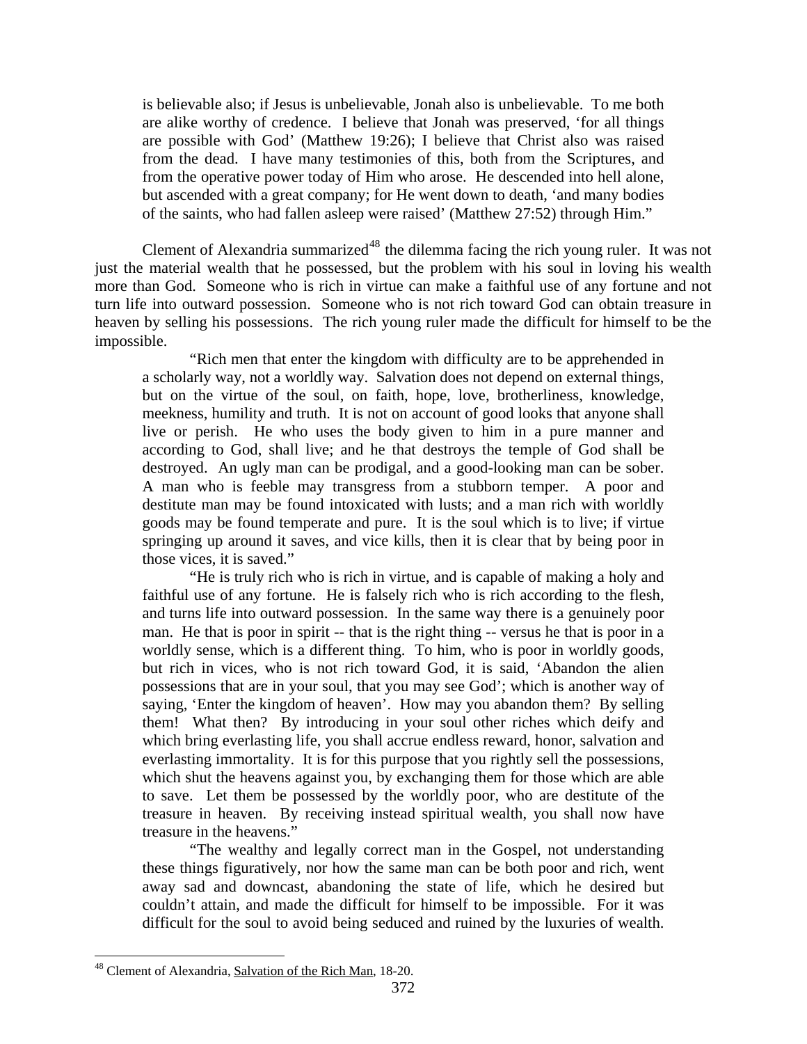is believable also; if Jesus is unbelievable, Jonah also is unbelievable. To me both are alike worthy of credence. I believe that Jonah was preserved, 'for all things are possible with God' (Matthew 19:26); I believe that Christ also was raised from the dead. I have many testimonies of this, both from the Scriptures, and from the operative power today of Him who arose. He descended into hell alone, but ascended with a great company; for He went down to death, 'and many bodies of the saints, who had fallen asleep were raised' (Matthew 27:52) through Him."

Clement of Alexandria summarized[48] the dilemma facing the rich young ruler. It was not just the material wealth that he possessed, but the problem with his soul in loving his wealth more than God. Someone who is rich in virtue can make a faithful use of any fortune and not turn life into outward possession. Someone who is not rich toward God can obtain treasure in heaven by selling his possessions. The rich young ruler made the difficult for himself to be the impossible.

> "Rich men that enter the kingdom with difficulty are to be apprehended in a scholarly way, not a worldly way. Salvation does not depend on external things, but on the virtue of the soul, on faith, hope, love, brotherliness, knowledge, meekness, humility and truth. It is not on account of good looks that anyone shall live or perish. He who uses the body given to him in a pure manner and according to God, shall live; and he that destroys the temple of God shall be destroyed. An ugly man can be prodigal, and a good-looking man can be sober. A man who is feeble may transgress from a stubborn temper. A poor and destitute man may be found intoxicated with lusts; and a man rich with worldly goods may be found temperate and pure. It is the soul which is to live; if virtue springing up around it saves, and vice kills, then it is clear that by being poor in those vices, it is saved."
>
> "He is truly rich who is rich in virtue, and is capable of making a holy and faithful use of any fortune. He is falsely rich who is rich according to the flesh, and turns life into outward possession. In the same way there is a genuinely poor man. He that is poor in spirit -- that is the right thing -- versus he that is poor in a worldly sense, which is a different thing. To him, who is poor in worldly goods, but rich in vices, who is not rich toward God, it is said, 'Abandon the alien possessions that are in your soul, that you may see God'; which is another way of saying, 'Enter the kingdom of heaven'. How may you abandon them? By selling them! What then? By introducing in your soul other riches which deify and which bring everlasting life, you shall accrue endless reward, honor, salvation and everlasting immortality. It is for this purpose that you rightly sell the possessions, which shut the heavens against you, by exchanging them for those which are able to save. Let them be possessed by the worldly poor, who are destitute of the treasure in heaven. By receiving instead spiritual wealth, you shall now have treasure in the heavens."
>
> "The wealthy and legally correct man in the Gospel, not understanding these things figuratively, nor how the same man can be both poor and rich, went away sad and downcast, abandoning the state of life, which he desired but couldn't attain, and made the difficult for himself to be impossible. For it was difficult for the soul to avoid being seduced and ruined by the luxuries of wealth.

---

[48] Clement of Alexandria, Salvation of the Rich Man, 18-20.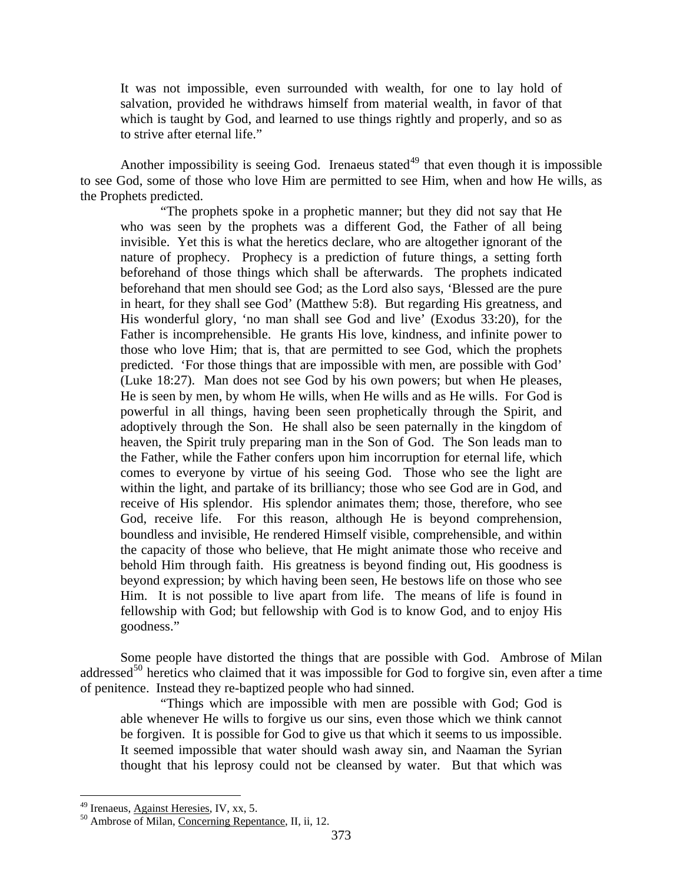> It was not impossible, even surrounded with wealth, for one to lay hold of salvation, provided he withdraws himself from material wealth, in favor of that which is taught by God, and learned to use things rightly and properly, and so as to strive after eternal life."

Another impossibility is seeing God. Irenaeus stated[49] that even though it is impossible to see God, some of those who love Him are permitted to see Him, when and how He wills, as the Prophets predicted.

> "The prophets spoke in a prophetic manner; but they did not say that He who was seen by the prophets was a different God, the Father of all being invisible. Yet this is what the heretics declare, who are altogether ignorant of the nature of prophecy. Prophecy is a prediction of future things, a setting forth beforehand of those things which shall be afterwards. The prophets indicated beforehand that men should see God; as the Lord also says, 'Blessed are the pure in heart, for they shall see God' (Matthew 5:8). But regarding His greatness, and His wonderful glory, 'no man shall see God and live' (Exodus 33:20), for the Father is incomprehensible. He grants His love, kindness, and infinite power to those who love Him; that is, that are permitted to see God, which the prophets predicted. 'For those things that are impossible with men, are possible with God' (Luke 18:27). Man does not see God by his own powers; but when He pleases, He is seen by men, by whom He wills, when He wills and as He wills. For God is powerful in all things, having been seen prophetically through the Spirit, and adoptively through the Son. He shall also be seen paternally in the kingdom of heaven, the Spirit truly preparing man in the Son of God. The Son leads man to the Father, while the Father confers upon him incorruption for eternal life, which comes to everyone by virtue of his seeing God. Those who see the light are within the light, and partake of its brilliancy; those who see God are in God, and receive of His splendor. His splendor animates them; those, therefore, who see God, receive life. For this reason, although He is beyond comprehension, boundless and invisible, He rendered Himself visible, comprehensible, and within the capacity of those who believe, that He might animate those who receive and behold Him through faith. His greatness is beyond finding out, His goodness is beyond expression; by which having been seen, He bestows life on those who see Him. It is not possible to live apart from life. The means of life is found in fellowship with God; but fellowship with God is to know God, and to enjoy His goodness."

Some people have distorted the things that are possible with God. Ambrose of Milan addressed[50] heretics who claimed that it was impossible for God to forgive sin, even after a time of penitence. Instead they re-baptized people who had sinned.

> "Things which are impossible with men are possible with God; God is able whenever He wills to forgive us our sins, even those which we think cannot be forgiven. It is possible for God to give us that which it seems to us impossible. It seemed impossible that water should wash away sin, and Naaman the Syrian thought that his leprosy could not be cleansed by water. But that which was

---

[49] Irenaeus, Against Heresies, IV, xx, 5.

[50] Ambrose of Milan, Concerning Repentance, II, ii, 12.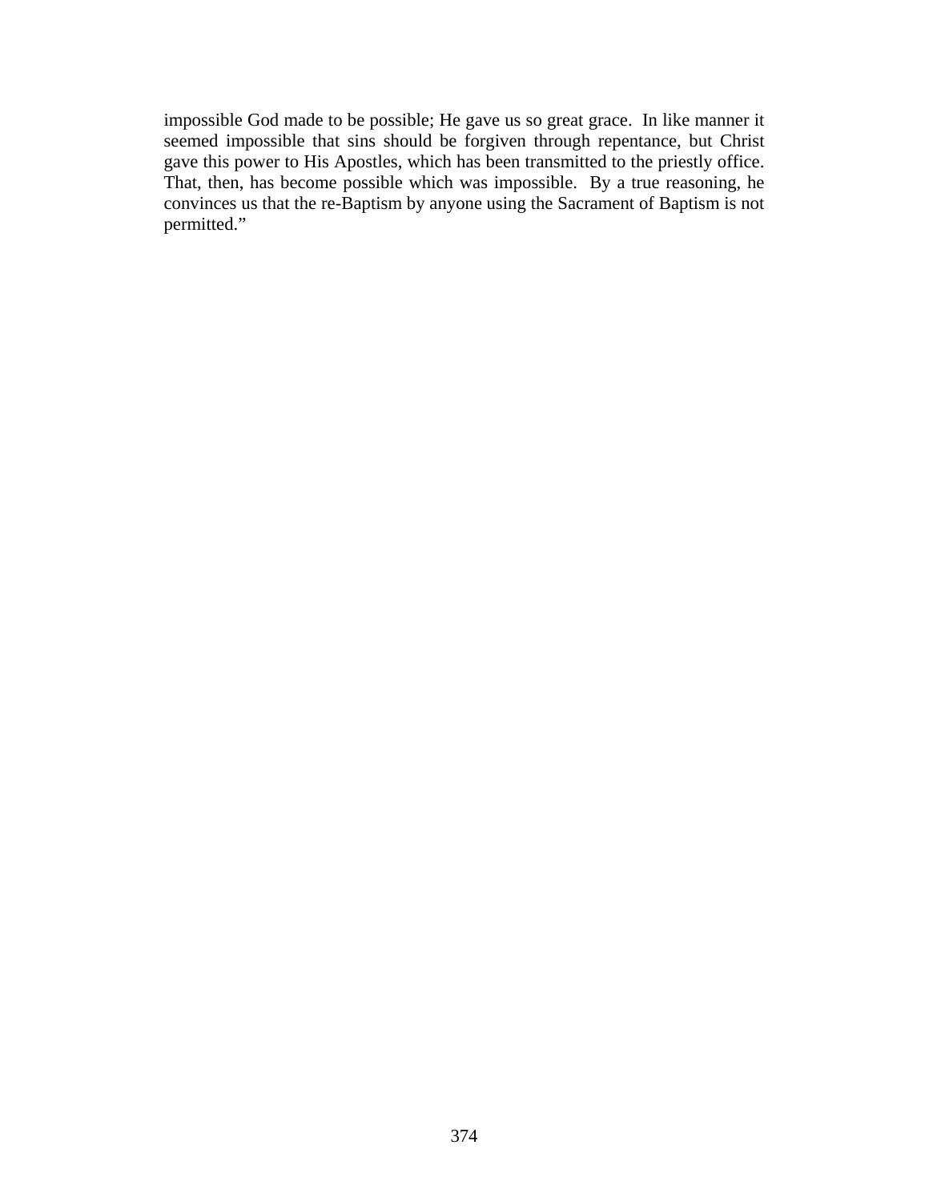impossible God made to be possible; He gave us so great grace. In like manner it seemed impossible that sins should be forgiven through repentance, but Christ gave this power to His Apostles, which has been transmitted to the priestly office. That, then, has become possible which was impossible. By a true reasoning, he convinces us that the re-Baptism by anyone using the Sacrament of Baptism is not permitted."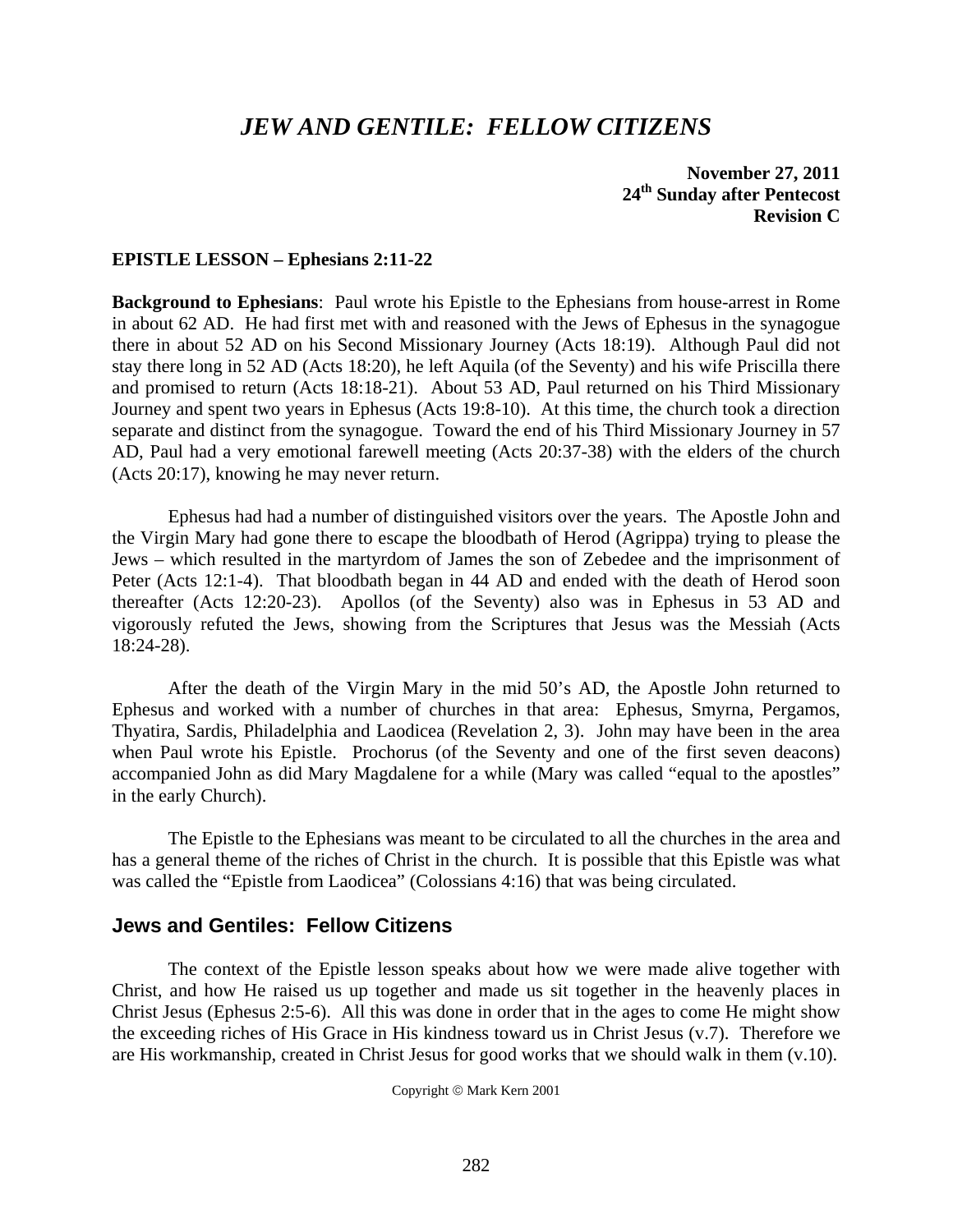# *JEW AND GENTILE: FELLOW CITIZENS*

**November 27, 2011**
**24th Sunday after Pentecost**
**Revision C**

**EPISTLE LESSON – Ephesians 2:11-22**

**Background to Ephesians**: Paul wrote his Epistle to the Ephesians from house-arrest in Rome in about 62 AD. He had first met with and reasoned with the Jews of Ephesus in the synagogue there in about 52 AD on his Second Missionary Journey (Acts 18:19). Although Paul did not stay there long in 52 AD (Acts 18:20), he left Aquila (of the Seventy) and his wife Priscilla there and promised to return (Acts 18:18-21). About 53 AD, Paul returned on his Third Missionary Journey and spent two years in Ephesus (Acts 19:8-10). At this time, the church took a direction separate and distinct from the synagogue. Toward the end of his Third Missionary Journey in 57 AD, Paul had a very emotional farewell meeting (Acts 20:37-38) with the elders of the church (Acts 20:17), knowing he may never return.

Ephesus had had a number of distinguished visitors over the years. The Apostle John and the Virgin Mary had gone there to escape the bloodbath of Herod (Agrippa) trying to please the Jews – which resulted in the martyrdom of James the son of Zebedee and the imprisonment of Peter (Acts 12:1-4). That bloodbath began in 44 AD and ended with the death of Herod soon thereafter (Acts 12:20-23). Apollos (of the Seventy) also was in Ephesus in 53 AD and vigorously refuted the Jews, showing from the Scriptures that Jesus was the Messiah (Acts 18:24-28).

After the death of the Virgin Mary in the mid 50's AD, the Apostle John returned to Ephesus and worked with a number of churches in that area: Ephesus, Smyrna, Pergamos, Thyatira, Sardis, Philadelphia and Laodicea (Revelation 2, 3). John may have been in the area when Paul wrote his Epistle. Prochorus (of the Seventy and one of the first seven deacons) accompanied John as did Mary Magdalene for a while (Mary was called "equal to the apostles" in the early Church).

The Epistle to the Ephesians was meant to be circulated to all the churches in the area and has a general theme of the riches of Christ in the church. It is possible that this Epistle was what was called the "Epistle from Laodicea" (Colossians 4:16) that was being circulated.

## Jews and Gentiles: Fellow Citizens

The context of the Epistle lesson speaks about how we were made alive together with Christ, and how He raised us up together and made us sit together in the heavenly places in Christ Jesus (Ephesus 2:5-6). All this was done in order that in the ages to come He might show the exceeding riches of His Grace in His kindness toward us in Christ Jesus (v.7). Therefore we are His workmanship, created in Christ Jesus for good works that we should walk in them (v.10).

Copyright © Mark Kern 2001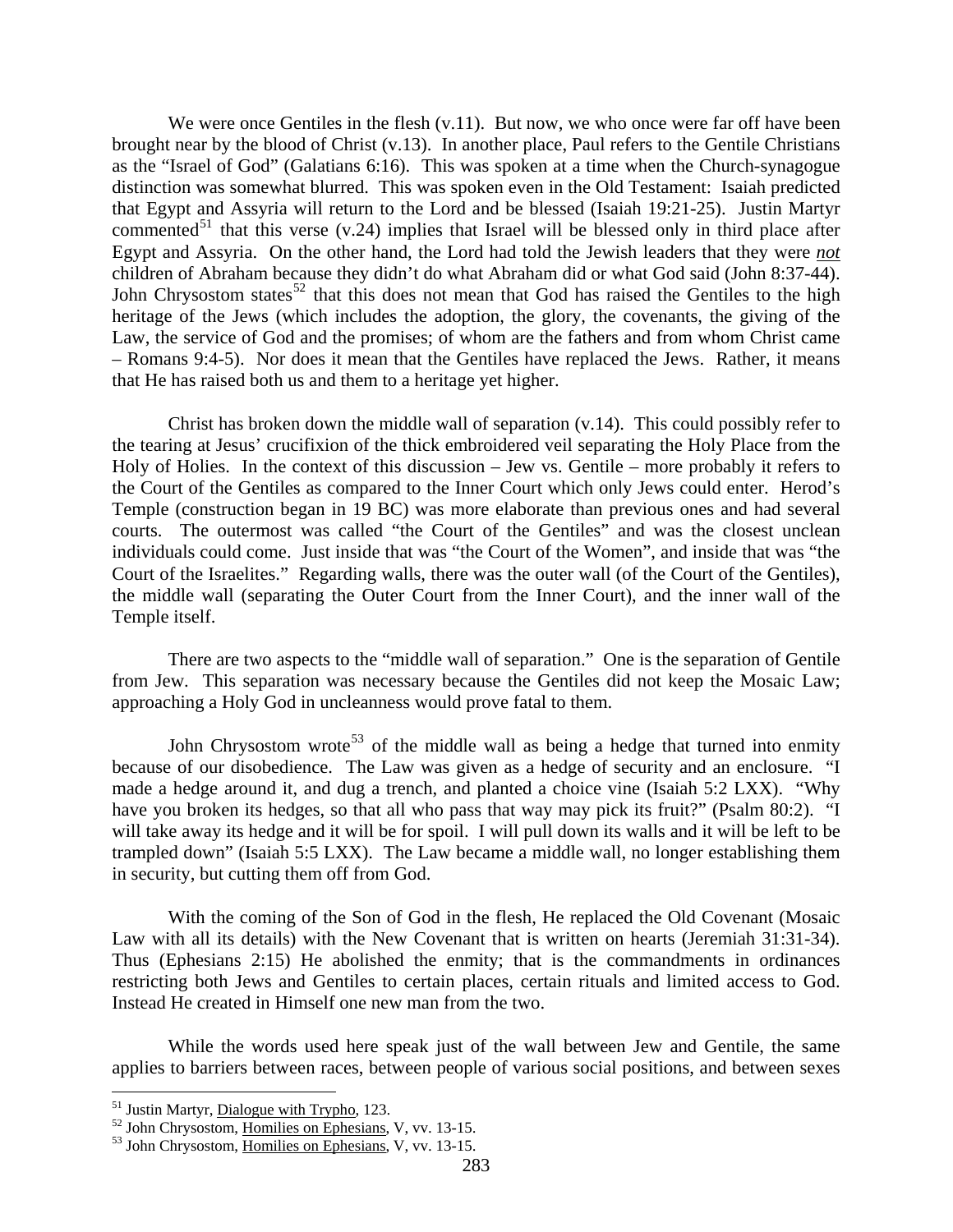We were once Gentiles in the flesh (v.11). But now, we who once were far off have been brought near by the blood of Christ (v.13). In another place, Paul refers to the Gentile Christians as the "Israel of God" (Galatians 6:16). This was spoken at a time when the Church-synagogue distinction was somewhat blurred. This was spoken even in the Old Testament: Isaiah predicted that Egypt and Assyria will return to the Lord and be blessed (Isaiah 19:21-25). Justin Martyr commented[51] that this verse (v.24) implies that Israel will be blessed only in third place after Egypt and Assyria. On the other hand, the Lord had told the Jewish leaders that they were ***not*** children of Abraham because they didn't do what Abraham did or what God said (John 8:37-44). John Chrysostom states[52] that this does not mean that God has raised the Gentiles to the high heritage of the Jews (which includes the adoption, the glory, the covenants, the giving of the Law, the service of God and the promises; of whom are the fathers and from whom Christ came – Romans 9:4-5). Nor does it mean that the Gentiles have replaced the Jews. Rather, it means that He has raised both us and them to a heritage yet higher.

Christ has broken down the middle wall of separation (v.14). This could possibly refer to the tearing at Jesus' crucifixion of the thick embroidered veil separating the Holy Place from the Holy of Holies. In the context of this discussion – Jew vs. Gentile – more probably it refers to the Court of the Gentiles as compared to the Inner Court which only Jews could enter. Herod's Temple (construction began in 19 BC) was more elaborate than previous ones and had several courts. The outermost was called "the Court of the Gentiles" and was the closest unclean individuals could come. Just inside that was "the Court of the Women", and inside that was "the Court of the Israelites." Regarding walls, there was the outer wall (of the Court of the Gentiles), the middle wall (separating the Outer Court from the Inner Court), and the inner wall of the Temple itself.

There are two aspects to the "middle wall of separation." One is the separation of Gentile from Jew. This separation was necessary because the Gentiles did not keep the Mosaic Law; approaching a Holy God in uncleanness would prove fatal to them.

John Chrysostom wrote[53] of the middle wall as being a hedge that turned into enmity because of our disobedience. The Law was given as a hedge of security and an enclosure. "I made a hedge around it, and dug a trench, and planted a choice vine (Isaiah 5:2 LXX). "Why have you broken its hedges, so that all who pass that way may pick its fruit?" (Psalm 80:2). "I will take away its hedge and it will be for spoil. I will pull down its walls and it will be left to be trampled down" (Isaiah 5:5 LXX). The Law became a middle wall, no longer establishing them in security, but cutting them off from God.

With the coming of the Son of God in the flesh, He replaced the Old Covenant (Mosaic Law with all its details) with the New Covenant that is written on hearts (Jeremiah 31:31-34). Thus (Ephesians 2:15) He abolished the enmity; that is the commandments in ordinances restricting both Jews and Gentiles to certain places, certain rituals and limited access to God. Instead He created in Himself one new man from the two.

While the words used here speak just of the wall between Jew and Gentile, the same applies to barriers between races, between people of various social positions, and between sexes

[51] Justin Martyr, Dialogue with Trypho, 123.

[52] John Chrysostom, Homilies on Ephesians, V, vv. 13-15.

[53] John Chrysostom, Homilies on Ephesians, V, vv. 13-15.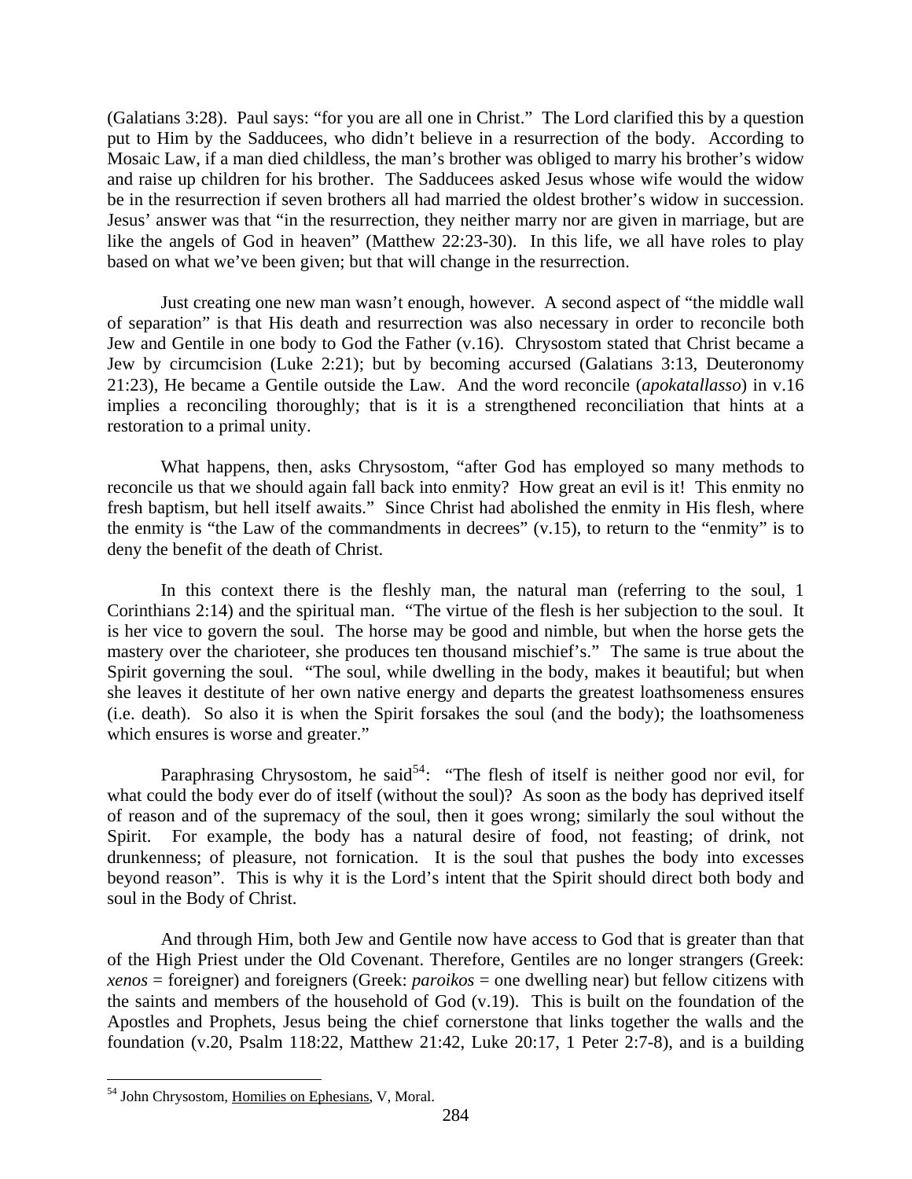(Galatians 3:28). Paul says: "for you are all one in Christ." The Lord clarified this by a question put to Him by the Sadducees, who didn't believe in a resurrection of the body. According to Mosaic Law, if a man died childless, the man's brother was obliged to marry his brother's widow and raise up children for his brother. The Sadducees asked Jesus whose wife would the widow be in the resurrection if seven brothers all had married the oldest brother's widow in succession. Jesus' answer was that "in the resurrection, they neither marry nor are given in marriage, but are like the angels of God in heaven" (Matthew 22:23-30). In this life, we all have roles to play based on what we've been given; but that will change in the resurrection.

Just creating one new man wasn't enough, however. A second aspect of "the middle wall of separation" is that His death and resurrection was also necessary in order to reconcile both Jew and Gentile in one body to God the Father (v.16). Chrysostom stated that Christ became a Jew by circumcision (Luke 2:21); but by becoming accursed (Galatians 3:13, Deuteronomy 21:23), He became a Gentile outside the Law. And the word reconcile (*apokatallasso*) in v.16 implies a reconciling thoroughly; that is it is a strengthened reconciliation that hints at a restoration to a primal unity.

What happens, then, asks Chrysostom, "after God has employed so many methods to reconcile us that we should again fall back into enmity? How great an evil is it! This enmity no fresh baptism, but hell itself awaits." Since Christ had abolished the enmity in His flesh, where the enmity is "the Law of the commandments in decrees" (v.15), to return to the "enmity" is to deny the benefit of the death of Christ.

In this context there is the fleshly man, the natural man (referring to the soul, 1 Corinthians 2:14) and the spiritual man. "The virtue of the flesh is her subjection to the soul. It is her vice to govern the soul. The horse may be good and nimble, but when the horse gets the mastery over the charioteer, she produces ten thousand mischief's." The same is true about the Spirit governing the soul. "The soul, while dwelling in the body, makes it beautiful; but when she leaves it destitute of her own native energy and departs the greatest loathsomeness ensures (i.e. death). So also it is when the Spirit forsakes the soul (and the body); the loathsomeness which ensures is worse and greater."

Paraphrasing Chrysostom, he said[54]: "The flesh of itself is neither good nor evil, for what could the body ever do of itself (without the soul)? As soon as the body has deprived itself of reason and of the supremacy of the soul, then it goes wrong; similarly the soul without the Spirit. For example, the body has a natural desire of food, not feasting; of drink, not drunkenness; of pleasure, not fornication. It is the soul that pushes the body into excesses beyond reason". This is why it is the Lord's intent that the Spirit should direct both body and soul in the Body of Christ.

And through Him, both Jew and Gentile now have access to God that is greater than that of the High Priest under the Old Covenant. Therefore, Gentiles are no longer strangers (Greek: *xenos* = foreigner) and foreigners (Greek: *paroikos* = one dwelling near) but fellow citizens with the saints and members of the household of God (v.19). This is built on the foundation of the Apostles and Prophets, Jesus being the chief cornerstone that links together the walls and the foundation (v.20, Psalm 118:22, Matthew 21:42, Luke 20:17, 1 Peter 2:7-8), and is a building

---

[54] John Chrysostom, Homilies on Ephesians, V, Moral.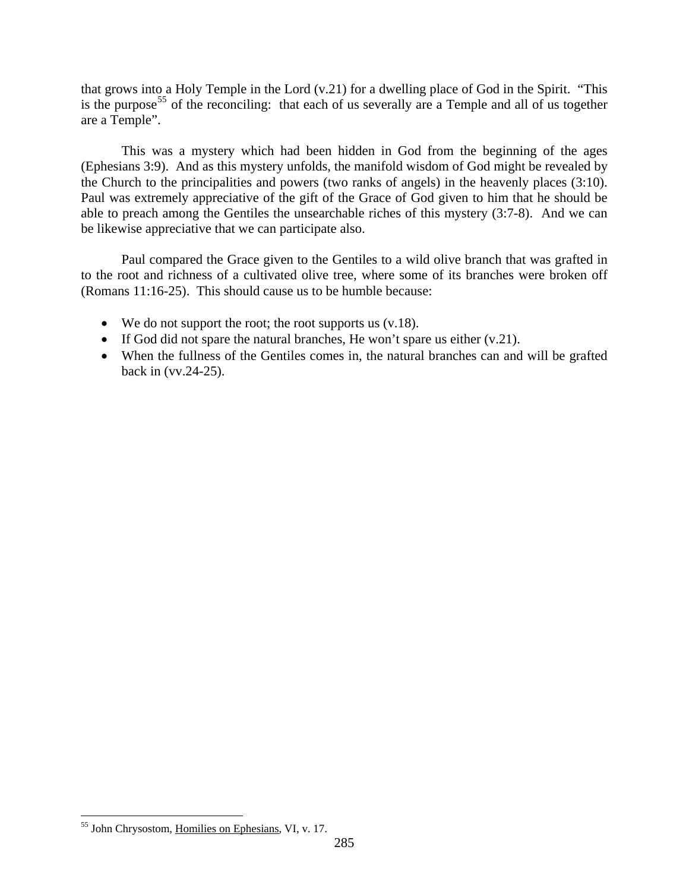that grows into a Holy Temple in the Lord (v.21) for a dwelling place of God in the Spirit. "This is the purpose[55] of the reconciling: that each of us severally are a Temple and all of us together are a Temple".

This was a mystery which had been hidden in God from the beginning of the ages (Ephesians 3:9). And as this mystery unfolds, the manifold wisdom of God might be revealed by the Church to the principalities and powers (two ranks of angels) in the heavenly places (3:10). Paul was extremely appreciative of the gift of the Grace of God given to him that he should be able to preach among the Gentiles the unsearchable riches of this mystery (3:7-8). And we can be likewise appreciative that we can participate also.

Paul compared the Grace given to the Gentiles to a wild olive branch that was grafted in to the root and richness of a cultivated olive tree, where some of its branches were broken off (Romans 11:16-25). This should cause us to be humble because:

- We do not support the root; the root supports us (v.18).
- If God did not spare the natural branches, He won't spare us either (v.21).
- When the fullness of the Gentiles comes in, the natural branches can and will be grafted back in (vv.24-25).

---

[55] John Chrysostom, Homilies on Ephesians, VI, v. 17.